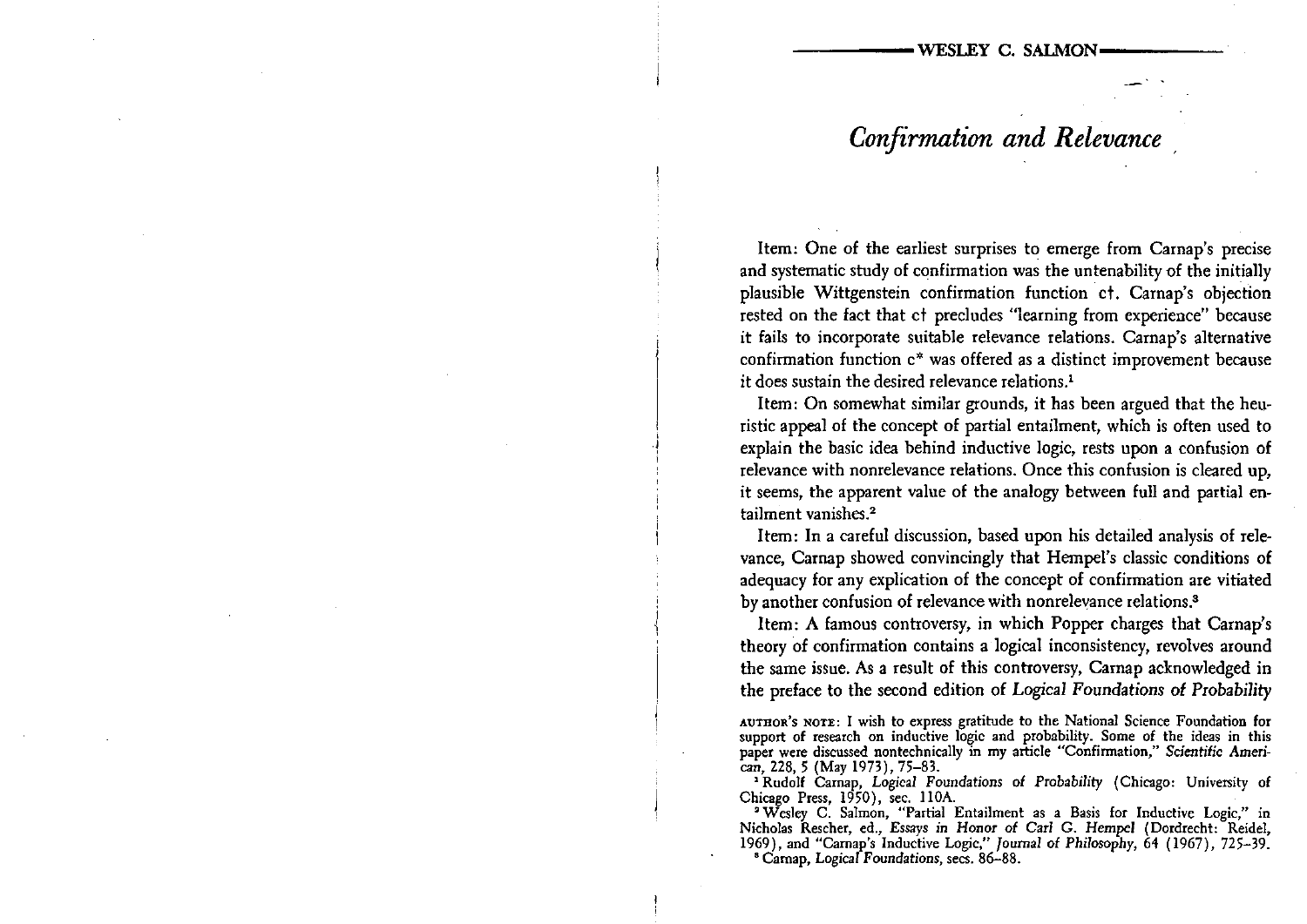## WESLEY C. SALMON

# *Confirmation and Relevance*

Item: One of the earliest surprises to emerge from Carnap's precise and systematic study of confirmation was the untenability of the initially plausible Wittgenstein confirmation function c†. Carnap's objection rested on the fact that c† precludes "learning from experience" because it fails to incorporate suitable relevance relations. Carnap's alternative confirmation function c* was offered as a distinct improvement because it does sustain the desired relevance relations.[1]

Item: On somewhat similar grounds, it has been argued that the heuristic appeal of the concept of partial entailment, which is often used to explain the basic idea behind inductive logic, rests upon a confusion of relevance with nonrelevance relations. Once this confusion is cleared up, it seems, the apparent value of the analogy between full and partial entailment vanishes.[2]

Item: In a careful discussion, based upon his detailed analysis of relevance, Carnap showed convincingly that Hempel's classic conditions of adequacy for any explication of the concept of confirmation are vitiated by another confusion of relevance with nonrelevance relations.[3]

Item: A famous controversy, in which Popper charges that Carnap's theory of confirmation contains a logical inconsistency, revolves around the same issue. As a result of this controversy, Carnap acknowledged in the preface to the second edition of *Logical Foundations of Probability*

AUTHOR'S NOTE: I wish to express gratitude to the National Science Foundation for support of research on inductive logic and probability. Some of the ideas in this paper were discussed nontechnically in my article "Confirmation," *Scientific American*, 228, 5 (May 1973), 75–83.

[1] Rudolf Carnap, *Logical Foundations of Probability* (Chicago: University of Chicago Press, 1950), sec. 110A.

[2] Wesley C. Salmon, "Partial Entailment as a Basis for Inductive Logic," in Nicholas Rescher, ed., *Essays in Honor of Carl G. Hempel* (Dordrecht: Reidel, 1969), and "Carnap's Inductive Logic," *Journal of Philosophy*, 64 (1967), 725–39.

[3] Carnap, *Logical Foundations*, secs. 86–88.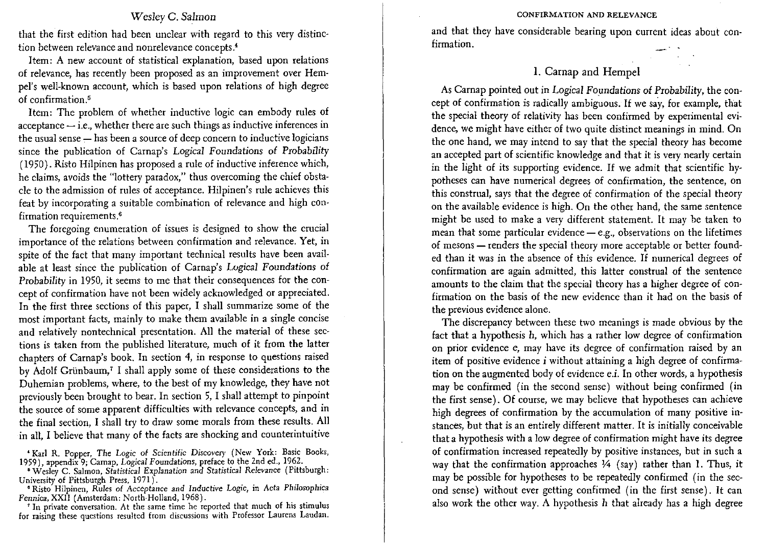that the first edition had been unclear with regard to this very distinction between relevance and nonrelevance concepts.[4]

Item: A new account of statistical explanation, based upon relations of relevance, has recently been proposed as an improvement over Hempel's well-known account, which is based upon relations of high degree of confirmation.[5]

Item: The problem of whether inductive logic can embody rules of acceptance — i.e., whether there are such things as inductive inferences in the usual sense — has been a source of deep concern to inductive logicians since the publication of Carnap's *Logical Foundations of Probability* (1950). Risto Hilpinen has proposed a rule of inductive inference which, he claims, avoids the "lottery paradox," thus overcoming the chief obstacle to the admission of rules of acceptance. Hilpinen's rule achieves this feat by incorporating a suitable combination of relevance and high confirmation requirements.[6]

The foregoing enumeration of issues is designed to show the crucial importance of the relations between confirmation and relevance. Yet, in spite of the fact that many important technical results have been available at least since the publication of Carnap's *Logical Foundations of Probability* in 1950, it seems to me that their consequences for the concept of confirmation have not been widely acknowledged or appreciated. In the first three sections of this paper, I shall summarize some of the most important facts, mainly to make them available in a single concise and relatively nontechnical presentation. All the material of these sections is taken from the published literature, much of it from the latter chapters of Carnap's book. In section 4, in response to questions raised by Adolf Grünbaum,[7] I shall apply some of these considerations to the Duhemian problems, where, to the best of my knowledge, they have not previously been brought to bear. In section 5, I shall attempt to pinpoint the source of some apparent difficulties with relevance concepts, and in the final section, I shall try to draw some morals from these results. All in all, I believe that many of the facts are shocking and counterintuitive and that they have considerable bearing upon current ideas about confirmation.

## 1. Carnap and Hempel

As Carnap pointed out in *Logical Foundations of Probability*, the concept of confirmation is radically ambiguous. If we say, for example, that the special theory of relativity has been confirmed by experimental evidence, we might have either of two quite distinct meanings in mind. On the one hand, we may intend to say that the special theory has become an accepted part of scientific knowledge and that it is very nearly certain in the light of its supporting evidence. If we admit that scientific hypotheses can have numerical degrees of confirmation, the sentence, on this construal, says that the degree of confirmation of the special theory on the available evidence is high. On the other hand, the same sentence might be used to make a very different statement. It may be taken to mean that some particular evidence — e.g., observations on the lifetimes of mesons — renders the special theory more acceptable or better founded than it was in the absence of this evidence. If numerical degrees of confirmation are again admitted, this latter construal of the sentence amounts to the claim that the special theory has a higher degree of confirmation on the basis of the new evidence than it had on the basis of the previous evidence alone.

The discrepancy between these two meanings is made obvious by the fact that a hypothesis $h$, which has a rather low degree of confirmation on prior evidence $e$, may have its degree of confirmation raised by an item of positive evidence $i$ without attaining a high degree of confirmation on the augmented body of evidence $e.i$. In other words, a hypothesis may be confirmed (in the second sense) without being confirmed (in the first sense). Of course, we may believe that hypotheses can achieve high degrees of confirmation by the accumulation of many positive instances, but that is an entirely different matter. It is initially conceivable that a hypothesis with a low degree of confirmation might have its degree of confirmation increased repeatedly by positive instances, but in such a way that the confirmation approaches $1/4$ (say) rather than 1. Thus, it may be possible for hypotheses to be repeatedly confirmed (in the second sense) without ever getting confirmed (in the first sense). It can also work the other way. A hypothesis $h$ that already has a high degree

---

[4] Karl R. Popper, *The Logic of Scientific Discovery* (New York: Basic Books, 1959), appendix 9; Carnap, *Logical Foundations*, preface to the 2nd ed., 1962.

[5] Wesley C. Salmon, *Statistical Explanation and Statistical Relevance* (Pittsburgh: University of Pittsburgh Press, 1971).

[6] Risto Hilpinen, *Rules of Acceptance and Inductive Logic*, in *Acta Philosophica Fennica*, XXII (Amsterdam: North-Holland, 1968).

[7] In private conversation. At the same time he reported that much of his stimulus for raising these questions resulted from discussions with Professor Laurens Laudan.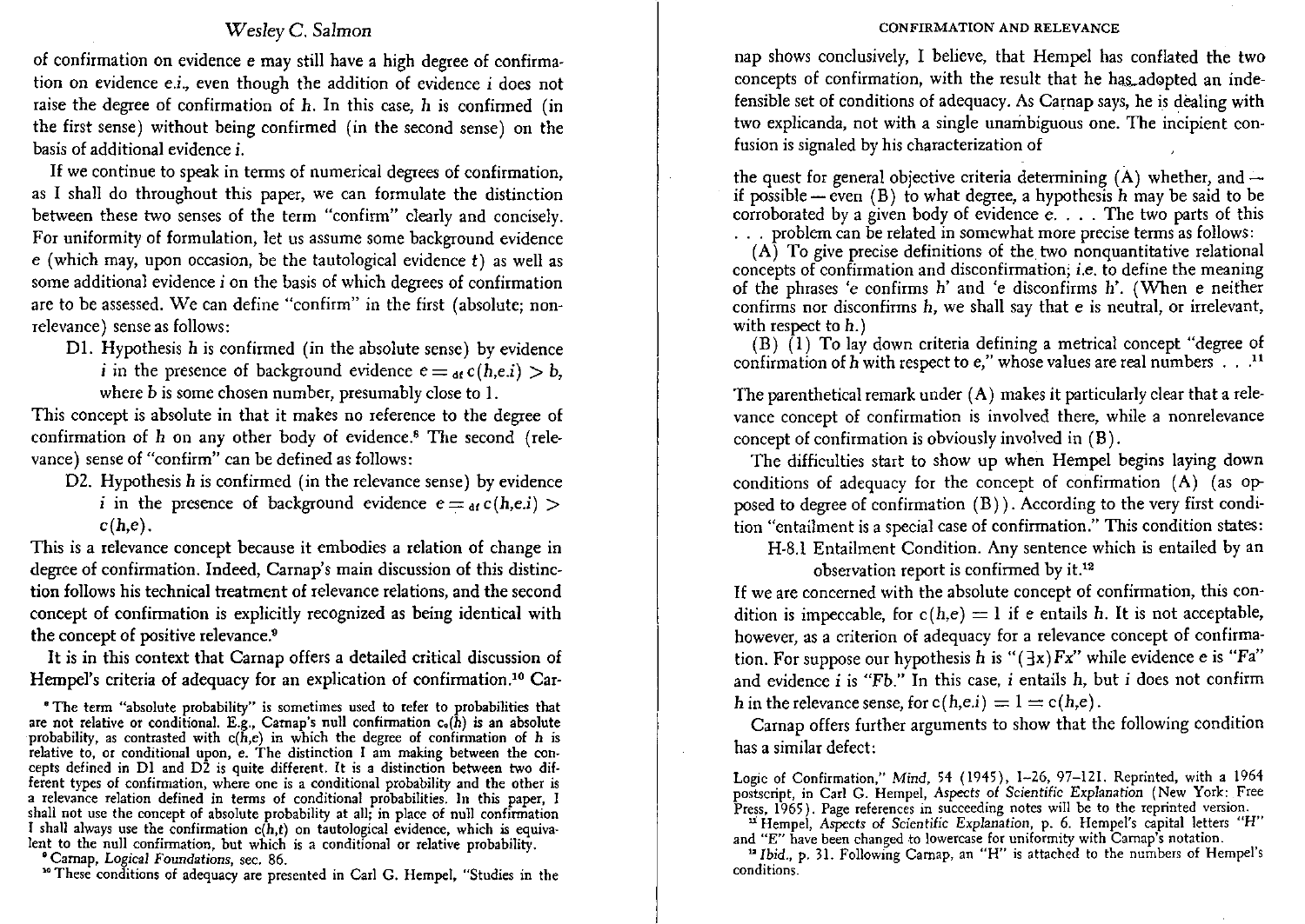of confirmation on evidence $e$ may still have a high degree of confirmation on evidence $e.i.$, even though the addition of evidence $i$ does not raise the degree of confirmation of $h$. In this case, $h$ is confirmed (in the first sense) without being confirmed (in the second sense) on the basis of additional evidence $i$.

If we continue to speak in terms of numerical degrees of confirmation, as I shall do throughout this paper, we can formulate the distinction between these two senses of the term "confirm" clearly and concisely. For uniformity of formulation, let us assume some background evidence $e$ (which may, upon occasion, be the tautological evidence $t$) as well as some additional evidence $i$ on the basis of which degrees of confirmation are to be assessed. We can define "confirm" in the first (absolute; non-relevance) sense as follows:

> D1. Hypothesis $h$ is confirmed (in the absolute sense) by evidence $i$ in the presence of background evidence $e =_{df} c(h,e.i) > b$, where $b$ is some chosen number, presumably close to 1.

This concept is absolute in that it makes no reference to the degree of confirmation of $h$ on any other body of evidence.[8] The second (relevance) sense of "confirm" can be defined as follows:

> D2. Hypothesis $h$ is confirmed (in the relevance sense) by evidence $i$ in the presence of background evidence $e =_{df} c(h,e.i) > c(h,e)$.

This is a relevance concept because it embodies a relation of change in degree of confirmation. Indeed, Carnap's main discussion of this distinction follows his technical treatment of relevance relations, and the second concept of confirmation is explicitly recognized as being identical with the concept of positive relevance.[9]

It is in this context that Carnap offers a detailed critical discussion of Hempel's criteria of adequacy for an explication of confirmation.[10] Carnap shows conclusively, I believe, that Hempel has conflated the two concepts of confirmation, with the result that he has adopted an indefensible set of conditions of adequacy. As Carnap says, he is dealing with two explicanda, not with a single unambiguous one. The incipient confusion is signaled by his characterization of

> the quest for general objective criteria determining (A) whether, and — if possible — even (B) to what degree, a hypothesis $h$ may be said to be corroborated by a given body of evidence $e$. . . . The two parts of this . . . problem can be related in somewhat more precise terms as follows:
>
> (A) To give precise definitions of the two nonquantitative relational concepts of confirmation and disconfirmation; *i.e.* to define the meaning of the phrases '$e$ confirms $h$' and '$e$ disconfirms $h$'. (When $e$ neither confirms nor disconfirms $h$, we shall say that $e$ is neutral, or irrelevant, with respect to $h$.)
>
> (B) (1) To lay down criteria defining a metrical concept "degree of confirmation of $h$ with respect to $e$," whose values are real numbers . . .[11]

The parenthetical remark under (A) makes it particularly clear that a relevance concept of confirmation is involved there, while a nonrelevance concept of confirmation is obviously involved in (B).

The difficulties start to show up when Hempel begins laying down conditions of adequacy for the concept of confirmation (A) (as opposed to degree of confirmation (B)). According to the very first condition "entailment is a special case of confirmation." This condition states:

> H-8.1 Entailment Condition. Any sentence which is entailed by an observation report is confirmed by it.[12]

If we are concerned with the absolute concept of confirmation, this condition is impeccable, for $c(h,e) = 1$ if $e$ entails $h$. It is not acceptable, however, as a criterion of adequacy for a relevance concept of confirmation. For suppose our hypothesis $h$ is "$(\exists x)Fx$" while evidence $e$ is "$Fa$" and evidence $i$ is "$Fb$." In this case, $i$ entails $h$, but $i$ does not confirm $h$ in the relevance sense, for $c(h,e.i) = 1 = c(h,e)$.

Carnap offers further arguments to show that the following condition has a similar defect:

---

[8] The term "absolute probability" is sometimes used to refer to probabilities that are not relative or conditional. E.g., Carnap's null confirmation $c_0(h)$ is an absolute probability, as contrasted with $c(h,e)$ in which the degree of confirmation of $h$ is relative to, or conditional upon, $e$. The distinction I am making between the concepts defined in D1 and D2 is quite different. It is a distinction between two different types of confirmation, where one is a conditional probability and the other is a relevance relation defined in terms of conditional probabilities. In this paper, I shall not use the concept of absolute probability at all; in place of null confirmation I shall always use the confirmation $c(h,t)$ on tautological evidence, which is equivalent to the null confirmation, but which is a conditional or relative probability.

[9] Carnap, *Logical Foundations*, sec. 86.

[10] These conditions of adequacy are presented in Carl G. Hempel, "Studies in the Logic of Confirmation," *Mind*, 54 (1945), 1–26, 97–121. Reprinted, with a 1964 postscript, in Carl G. Hempel, *Aspects of Scientific Explanation* (New York: Free Press, 1965). Page references in succeeding notes will be to the reprinted version.

[11] Hempel, *Aspects of Scientific Explanation*, p. 6. Hempel's capital letters "H" and "E" have been changed to lowercase for uniformity with Carnap's notation.

[12] *Ibid.*, p. 31. Following Carnap, an "H" is attached to the numbers of Hempel's conditions.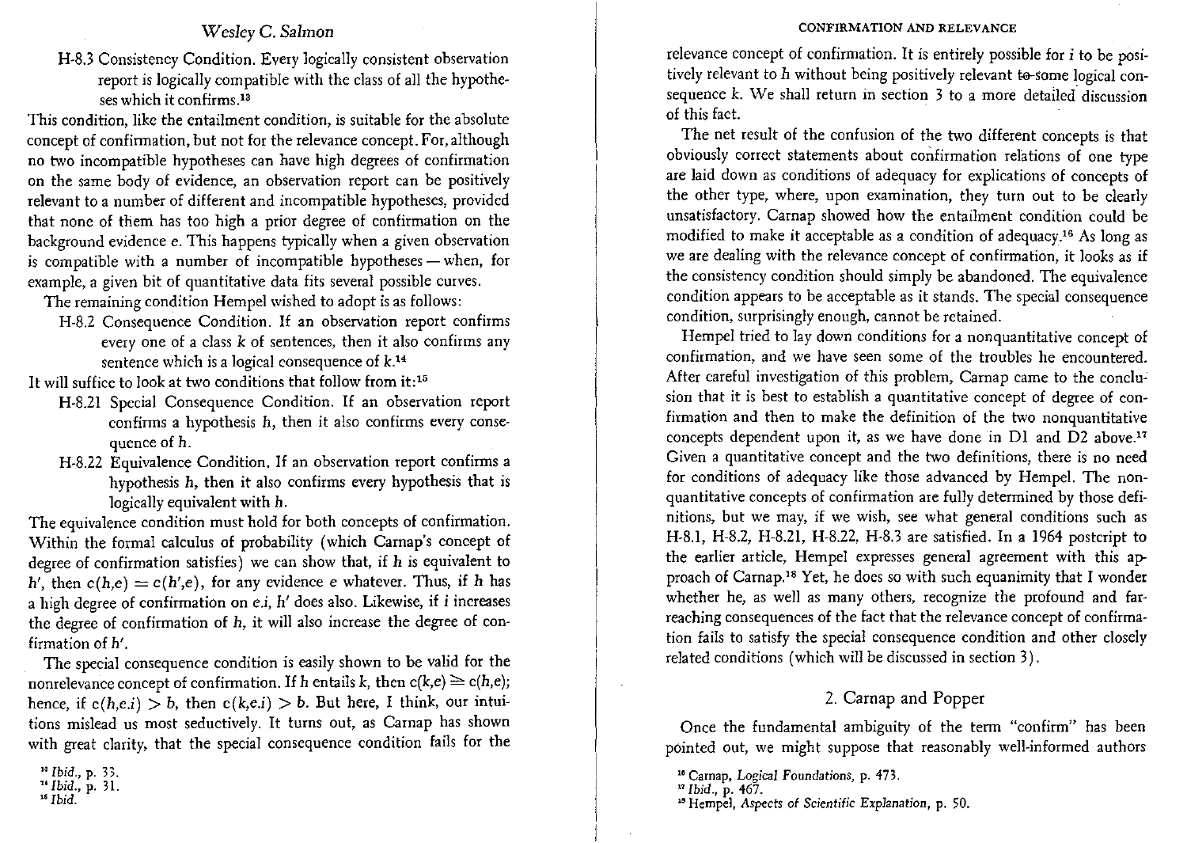H-8.3 Consistency Condition. Every logically consistent observation report is logically compatible with the class of all the hypotheses which it confirms.[13]

This condition, like the entailment condition, is suitable for the absolute concept of confirmation, but not for the relevance concept. For, although no two incompatible hypotheses can have high degrees of confirmation on the same body of evidence, an observation report can be positively relevant to a number of different and incompatible hypotheses, provided that none of them has too high a prior degree of confirmation on the background evidence *e*. This happens typically when a given observation is compatible with a number of incompatible hypotheses — when, for example, a given bit of quantitative data fits several possible curves.

The remaining condition Hempel wished to adopt is as follows:

H-8.2 Consequence Condition. If an observation report confirms every one of a class *k* of sentences, then it also confirms any sentence which is a logical consequence of *k*.[14]

It will suffice to look at two conditions that follow from it:[15]

H-8.21 Special Consequence Condition. If an observation report confirms a hypothesis *h*, then it also confirms every consequence of *h*.

H-8.22 Equivalence Condition. If an observation report confirms a hypothesis *h*, then it also confirms every hypothesis that is logically equivalent with *h*.

The equivalence condition must hold for both concepts of confirmation. Within the formal calculus of probability (which Carnap's concept of degree of confirmation satisfies) we can show that, if *h* is equivalent to *h'*, then $c(h,e) = c(h',e)$, for any evidence *e* whatever. Thus, if *h* has a high degree of confirmation on *e.i*, *h'* does also. Likewise, if *i* increases the degree of confirmation of *h*, it will also increase the degree of confirmation of *h'*.

The special consequence condition is easily shown to be valid for the nonrelevance concept of confirmation. If *h* entails *k*, then $c(k,e) \geq c(h,e)$; hence, if $c(h,e.i) > b$, then $c(k,e.i) > b$. But here, I think, our intuitions mislead us most seductively. It turns out, as Carnap has shown with great clarity, that the special consequence condition fails for the relevance concept of confirmation. It is entirely possible for *i* to be positively relevant to *h* without being positively relevant to some logical consequence *k*. We shall return in section 3 to a more detailed discussion of this fact.

The net result of the confusion of the two different concepts is that obviously correct statements about confirmation relations of one type are laid down as conditions of adequacy for explications of concepts of the other type, where, upon examination, they turn out to be clearly unsatisfactory. Carnap showed how the entailment condition could be modified to make it acceptable as a condition of adequacy.[16] As long as we are dealing with the relevance concept of confirmation, it looks as if the consistency condition should simply be abandoned. The equivalence condition appears to be acceptable as it stands. The special consequence condition, surprisingly enough, cannot be retained.

Hempel tried to lay down conditions for a nonquantitative concept of confirmation, and we have seen some of the troubles he encountered. After careful investigation of this problem, Carnap came to the conclusion that it is best to establish a quantitative concept of degree of confirmation and then to make the definition of the two nonquantitative concepts dependent upon it, as we have done in D1 and D2 above.[17] Given a quantitative concept and the two definitions, there is no need for conditions of adequacy like those advanced by Hempel. The nonquantitative concepts of confirmation are fully determined by those definitions, but we may, if we wish, see what general conditions such as H-8.1, H-8.2, H-8.21, H-8.22, H-8.3 are satisfied. In a 1964 postcript to the earlier article, Hempel expresses general agreement with this approach of Carnap.[18] Yet, he does so with such equanimity that I wonder whether he, as well as many others, recognize the profound and far-reaching consequences of the fact that the relevance concept of confirmation fails to satisfy the special consequence condition and other closely related conditions (which will be discussed in section 3).

## 2. Carnap and Popper

Once the fundamental ambiguity of the term "confirm" has been pointed out, we might suppose that reasonably well-informed authors

[13] *Ibid.*, p. 33.

[14] *Ibid.*, p. 31.

[15] *Ibid.*

[16] Carnap, *Logical Foundations*, p. 473.

[17] *Ibid.*, p. 467.

[18] Hempel, *Aspects of Scientific Explanation*, p. 50.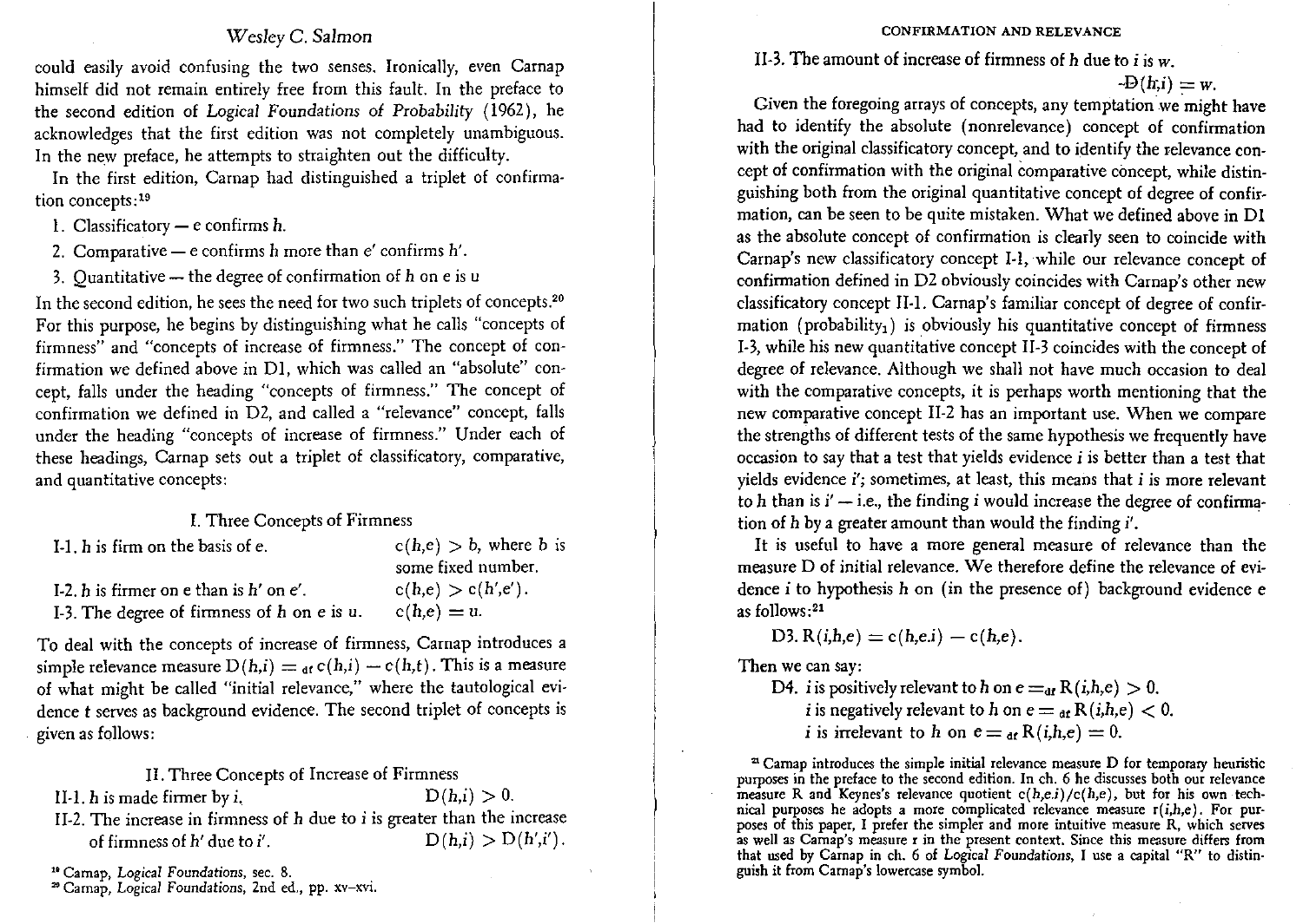could easily avoid confusing the two senses. Ironically, even Carnap himself did not remain entirely free from this fault. In the preface to the second edition of *Logical Foundations of Probability* (1962), he acknowledges that the first edition was not completely unambiguous. In the new preface, he attempts to straighten out the difficulty.

In the first edition, Carnap had distinguished a triplet of confirmation concepts:[19]

1. Classificatory — e confirms h.
2. Comparative — e confirms h more than e′ confirms h′.
3. Quantitative — the degree of confirmation of h on e is u

In the second edition, he sees the need for two such triplets of concepts.[20] For this purpose, he begins by distinguishing what he calls "concepts of firmness" and "concepts of increase of firmness." The concept of confirmation we defined above in D1, which was called an "absolute" concept, falls under the heading "concepts of firmness." The concept of confirmation we defined in D2, and called a "relevance" concept, falls under the heading "concepts of increase of firmness." Under each of these headings, Carnap sets out a triplet of classificatory, comparative, and quantitative concepts:

I. Three Concepts of Firmness

| | |
|---|---|
| I-1. h is firm on the basis of e. | $c(h,e) > b$, where $b$ is some fixed number. |
| I-2. h is firmer on e than is h′ on e′. | $c(h,e) > c(h',e')$. |
| I-3. The degree of firmness of h on e is u. | $c(h,e) = u$. |

To deal with the concepts of increase of firmness, Carnap introduces a simple relevance measure $D(h,i) =_{df} c(h,i) - c(h,t)$. This is a measure of what might be called "initial relevance," where the tautological evidence t serves as background evidence. The second triplet of concepts is given as follows:

II. Three Concepts of Increase of Firmness

| | |
|---|---|
| II-1. h is made firmer by i. | $D(h,i) > 0$. |
| II-2. The increase in firmness of h due to i is greater than the increase of firmness of h′ due to i′. | $D(h,i) > D(h',i')$. |
| II-3. The amount of increase of firmness of h due to i is w. | $D(h,i) = w$. |

Given the foregoing arrays of concepts, any temptation we might have had to identify the absolute (nonrelevance) concept of confirmation with the original classificatory concept, and to identify the relevance concept of confirmation with the original comparative concept, while distinguishing both from the original quantitative concept of degree of confirmation, can be seen to be quite mistaken. What we defined above in D1 as the absolute concept of confirmation is clearly seen to coincide with Carnap's new classificatory concept I-1, while our relevance concept of confirmation defined in D2 obviously coincides with Carnap's other new classificatory concept II-1. Carnap's familiar concept of degree of confirmation (probability$_1$) is obviously his quantitative concept of firmness I-3, while his new quantitative concept II-3 coincides with the concept of degree of relevance. Although we shall not have much occasion to deal with the comparative concepts, it is perhaps worth mentioning that the new comparative concept II-2 has an important use. When we compare the strengths of different tests of the same hypothesis we frequently have occasion to say that a test that yields evidence i is better than a test that yields evidence i′; sometimes, at least, this means that i is more relevant to h than is i′ — i.e., the finding i would increase the degree of confirmation of h by a greater amount than would the finding i′.

It is useful to have a more general measure of relevance than the measure D of initial relevance. We therefore define the relevance of evidence i to hypothesis h on (in the presence of) background evidence e as follows:[21]

D3. $R(i,h,e) = c(h,e.i) - c(h,e)$.

Then we can say:

D4. i is positively relevant to h on e $=_{df} R(i,h,e) > 0$.
i is negatively relevant to h on e $=_{df} R(i,h,e) < 0$.
i is irrelevant to h on e $=_{df} R(i,h,e) = 0$.

[19] Carnap, *Logical Foundations*, sec. 8.

[20] Carnap, *Logical Foundations*, 2nd ed., pp. xv–xvi.

[21] Carnap introduces the simple initial relevance measure D for temporary heuristic purposes in the preface to the second edition. In ch. 6 he discusses both our relevance measure R and Keynes's relevance quotient $c(h,e.i)/c(h,e)$, but for his own technical purposes he adopts a more complicated relevance measure $r(i,h,e)$. For purposes of this paper, I prefer the simpler and more intuitive measure R, which serves as well as Carnap's measure r in the present context. Since this measure differs from that used by Carnap in ch. 6 of *Logical Foundations*, I use a capital "R" to distinguish it from Carnap's lowercase symbol.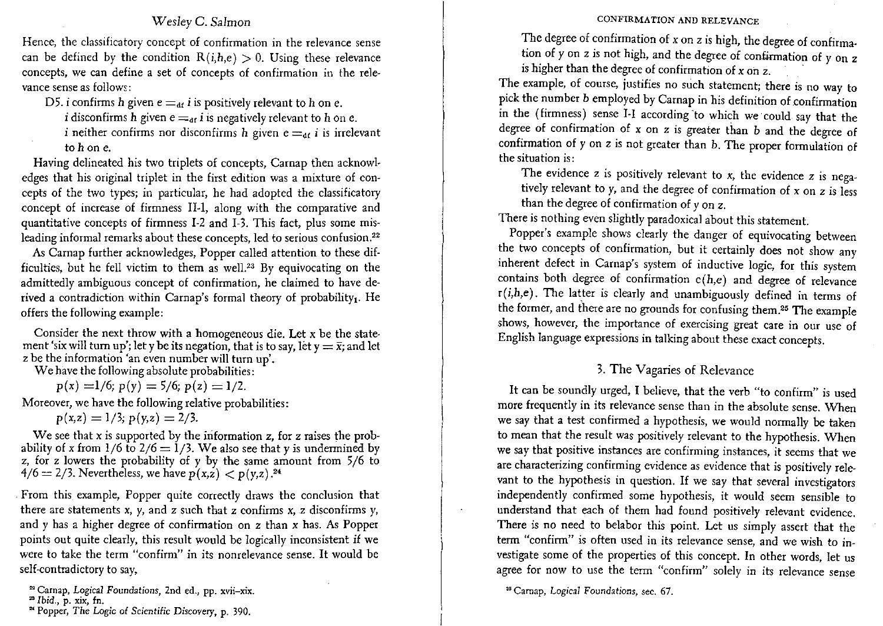Hence, the classificatory concept of confirmation in the relevance sense can be defined by the condition $R(i,h,e) > 0$. Using these relevance concepts, we can define a set of concepts of confirmation in the relevance sense as follows:

D5. *i* confirms *h* given e $=_{df}$ *i* is positively relevant to *h* on e.
*i* disconfirms *h* given e $=_{df}$ *i* is negatively relevant to *h* on e.
*i* neither confirms nor disconfirms *h* given e $=_{df}$ *i* is irrelevant to *h* on e.

Having delineated his two triplets of concepts, Carnap then acknowledges that his original triplet in the first edition was a mixture of concepts of the two types; in particular, he had adopted the classificatory concept of increase of firmness II-1, along with the comparative and quantitative concepts of firmness I-2 and I-3. This fact, plus some misleading informal remarks about these concepts, led to serious confusion.[22]

As Carnap further acknowledges, Popper called attention to these difficulties, but he fell victim to them as well.[23] By equivocating on the admittedly ambiguous concept of confirmation, he claimed to have derived a contradiction within Carnap's formal theory of $\text{probability}_1$. He offers the following example:

> Consider the next throw with a homogeneous die. Let x be the statement 'six will turn up'; let y be its negation, that is to say, let $y = \bar{x}$; and let z be the information 'an even number will turn up'.
>
> We have the following absolute probabilities:
>
> $p(x) = 1/6$; $p(y) = 5/6$; $p(z) = 1/2$.
>
> Moreover, we have the following relative probabilities:
>
> $p(x,z) = 1/3$; $p(y,z) = 2/3$.
>
> We see that x is supported by the information z, for z raises the probability of x from $1/6$ to $2/6 = 1/3$. We also see that y is undermined by z, for z lowers the probability of y by the same amount from $5/6$ to $4/6 = 2/3$. Nevertheless, we have $p(x,z) < p(y,z)$.[24]

From this example, Popper quite correctly draws the conclusion that there are statements x, y, and z such that z confirms x, z disconfirms y, and y has a higher degree of confirmation on z than x has. As Popper points out quite clearly, this result would be logically inconsistent if we were to take the term "confirm" in its nonrelevance sense. It would be self-contradictory to say,

> The degree of confirmation of x on z is high, the degree of confirmation of y on z is not high, and the degree of confirmation of y on z is higher than the degree of confirmation of x on z.

The example, of course, justifies no such statement; there is no way to pick the number b employed by Carnap in his definition of confirmation in the (firmness) sense I-1 according to which we could say that the degree of confirmation of x on z is greater than b and the degree of confirmation of y on z is not greater than b. The proper formulation of the situation is:

> The evidence z is positively relevant to x, the evidence z is negatively relevant to y, and the degree of confirmation of x on z is less than the degree of confirmation of y on z.

There is nothing even slightly paradoxical about this statement.

Popper's example shows clearly the danger of equivocating between the two concepts of confirmation, but it certainly does not show any inherent defect in Carnap's system of inductive logic, for this system contains both degree of confirmation $c(h,e)$ and degree of relevance $r(i,h,e)$. The latter is clearly and unambiguously defined in terms of the former, and there are no grounds for confusing them.[25] The example shows, however, the importance of exercising great care in our use of English language expressions in talking about these exact concepts.

## 3. The Vagaries of Relevance

It can be soundly urged, I believe, that the verb "to confirm" is used more frequently in its relevance sense than in the absolute sense. When we say that a test confirmed a hypothesis, we would normally be taken to mean that the result was positively relevant to the hypothesis. When we say that positive instances are confirming instances, it seems that we are characterizing confirming evidence as evidence that is positively relevant to the hypothesis in question. If we say that several investigators independently confirmed some hypothesis, it would seem sensible to understand that each of them had found positively relevant evidence. There is no need to belabor this point. Let us simply assert that the term "confirm" is often used in its relevance sense, and we wish to investigate some of the properties of this concept. In other words, let us agree for now to use the term "confirm" solely in its relevance sense

---

[22] Carnap, *Logical Foundations*, 2nd ed., pp. xvii–xix.

[23] *Ibid.*, p. xix, fn.

[24] Popper, *The Logic of Scientific Discovery*, p. 390.

[25] Carnap, *Logical Foundations*, sec. 67.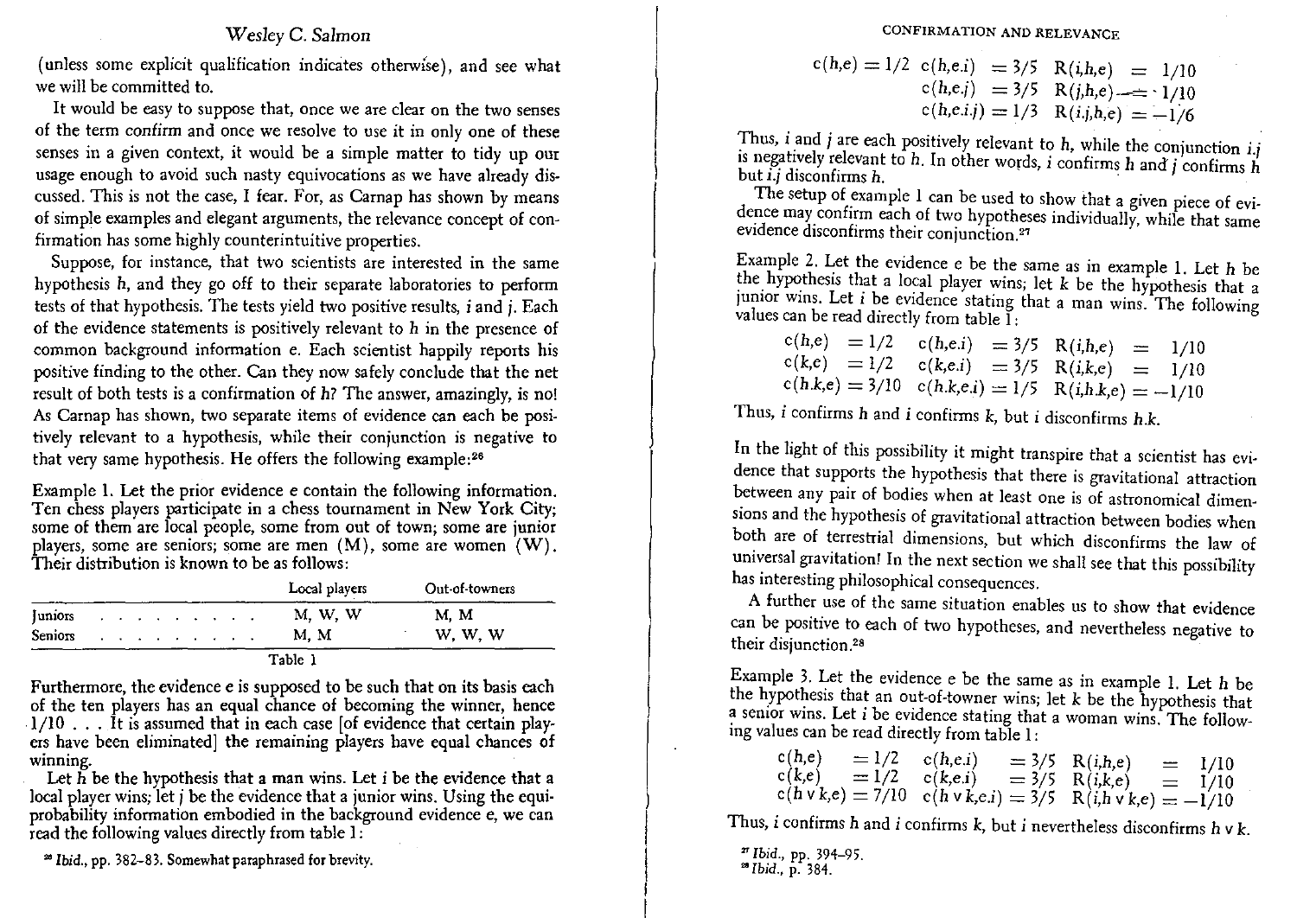(unless some explicit qualification indicates otherwise), and see what we will be committed to.

It would be easy to suppose that, once we are clear on the two senses of the term *confirm* and once we resolve to use it in only one of these senses in a given context, it would be a simple matter to tidy up our usage enough to avoid such nasty equivocations as we have already discussed. This is not the case, I fear. For, as Carnap has shown by means of simple examples and elegant arguments, the relevance concept of confirmation has some highly counterintuitive properties.

Suppose, for instance, that two scientists are interested in the same hypothesis $h$, and they go off to their separate laboratories to perform tests of that hypothesis. The tests yield two positive results, $i$ and $j$. Each of the evidence statements is positively relevant to $h$ in the presence of common background information $e$. Each scientist happily reports his positive finding to the other. Can they now safely conclude that the net result of both tests is a confirmation of $h$? The answer, amazingly, is no! As Carnap has shown, two separate items of evidence can each be positively relevant to a hypothesis, while their conjunction is negative to that very same hypothesis. He offers the following example:[26]

Example 1. Let the prior evidence $e$ contain the following information. Ten chess players participate in a chess tournament in New York City; some of them are local people, some from out of town; some are junior players, some are seniors; some are men (M), some are women (W). Their distribution is known to be as follows:

| | Local players | Out-of-towners |
|---|---|---|
| Juniors | M, W, W | M, M |
| Seniors | M, M | W, W, W |

Table 1

Furthermore, the evidence $e$ is supposed to be such that on its basis each of the ten players has an equal chance of becoming the winner, hence 1/10 . . . It is assumed that in each case [of evidence that certain players have been eliminated] the remaining players have equal chances of winning.

Let $h$ be the hypothesis that a man wins. Let $i$ be the evidence that a local player wins; let $j$ be the evidence that a junior wins. Using the equiprobability information embodied in the background evidence $e$, we can read the following values directly from table 1:

$$c(h,e) = 1/2 \quad c(h,e.i) = 3/5 \quad R(i,h,e) = 1/10$$
$$c(h,e.j) = 3/5 \quad R(j,h,e) = 1/10$$
$$c(h,e.i.j) = 1/3 \quad R(i.j,h,e) = -1/6$$

Thus, $i$ and $j$ are each positively relevant to $h$, while the conjunction $i.j$ is negatively relevant to $h$. In other words, $i$ confirms $h$ and $j$ confirms $h$ but $i.j$ disconfirms $h$.

The setup of example 1 can be used to show that a given piece of evidence may confirm each of two hypotheses individually, while that same evidence disconfirms their conjunction.[27]

Example 2. Let the evidence $e$ be the same as in example 1. Let $h$ be the hypothesis that a local player wins; let $k$ be the hypothesis that a junior wins. Let $i$ be evidence stating that a man wins. The following values can be read directly from table 1:

$$c(h,e) = 1/2 \quad c(h,e.i) = 3/5 \quad R(i,h,e) = 1/10$$
$$c(k,e) = 1/2 \quad c(k,e.i) = 3/5 \quad R(i,k,e) = 1/10$$
$$c(h.k,e) = 3/10 \quad c(h.k,e.i) = 1/5 \quad R(i,h.k,e) = -1/10$$

Thus, $i$ confirms $h$ and $i$ confirms $k$, but $i$ disconfirms $h.k$.

In the light of this possibility it might transpire that a scientist has evidence that supports the hypothesis that there is gravitational attraction between any pair of bodies when at least one is of astronomical dimensions and the hypothesis of gravitational attraction between bodies when both are of terrestrial dimensions, but which disconfirms the law of universal gravitation! In the next section we shall see that this possibility has interesting philosophical consequences.

A further use of the same situation enables us to show that evidence can be positive to each of two hypotheses, and nevertheless negative to their disjunction.[28]

Example 3. Let the evidence $e$ be the same as in example 1. Let $h$ be the hypothesis that an out-of-towner wins; let $k$ be the hypothesis that a senior wins. Let $i$ be evidence stating that a woman wins. The following values can be read directly from table 1:

$$c(h,e) = 1/2 \quad c(h,e.i) = 3/5 \quad R(i,h,e) = 1/10$$
$$c(k,e) = 1/2 \quad c(k,e.i) = 3/5 \quad R(i,k,e) = 1/10$$
$$c(h \vee k,e) = 7/10 \quad c(h \vee k,e.i) = 3/5 \quad R(i,h \vee k,e) = -1/10$$

Thus, $i$ confirms $h$ and $i$ confirms $k$, but $i$ nevertheless disconfirms $h \vee k$.

[26] *Ibid.*, pp. 382–83. Somewhat paraphrased for brevity.

[27] *Ibid.*, pp. 394–95.

[28] *Ibid.*, p. 384.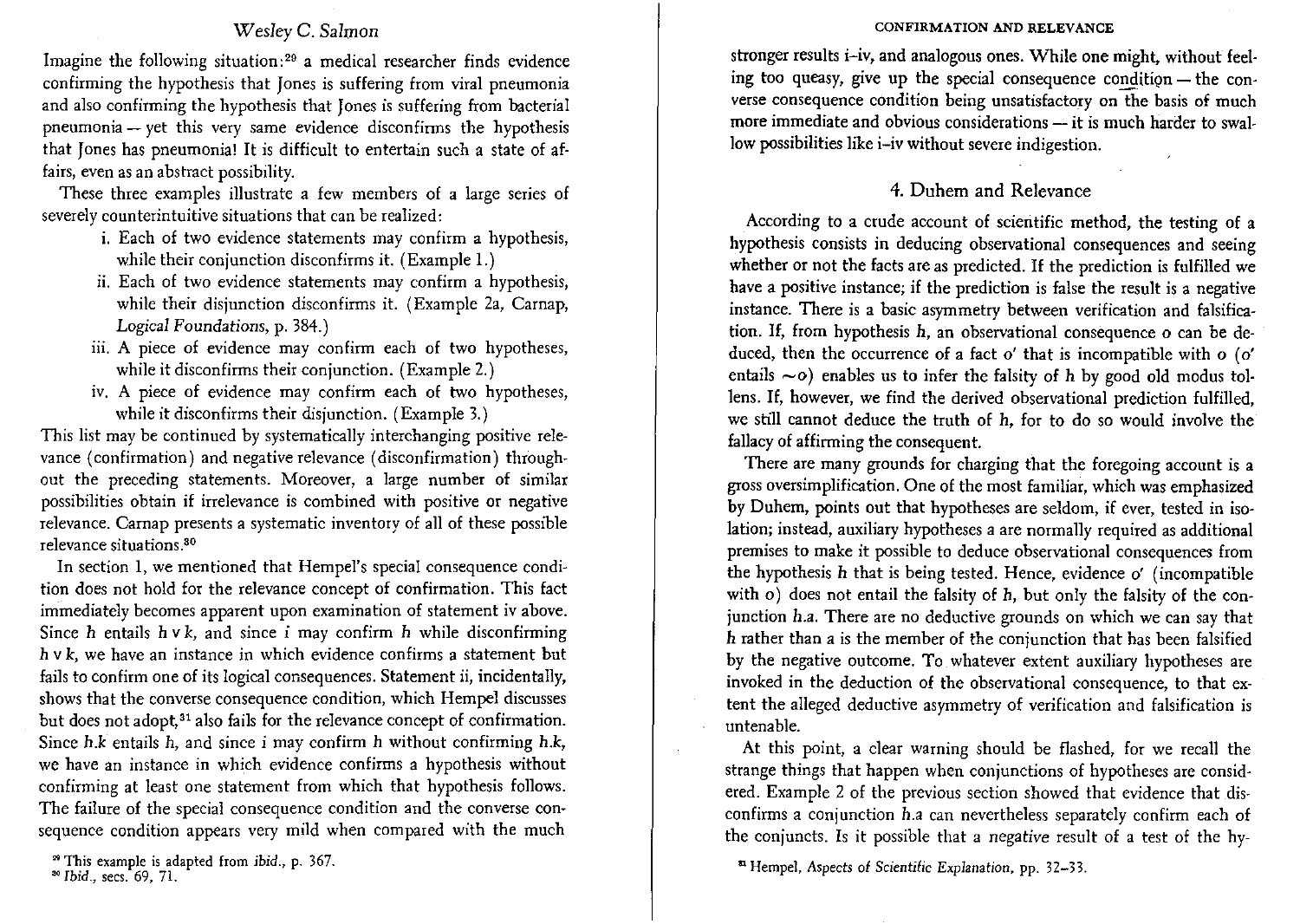Imagine the following situation:[29] a medical researcher finds evidence confirming the hypothesis that Jones is suffering from viral pneumonia and also confirming the hypothesis that Jones is suffering from bacterial pneumonia — yet this very same evidence disconfirms the hypothesis that Jones has pneumonia! It is difficult to entertain such a state of affairs, even as an abstract possibility.

These three examples illustrate a few members of a large series of severely counterintuitive situations that can be realized:

i. Each of two evidence statements may confirm a hypothesis, while their conjunction disconfirms it. (Example 1.)

ii. Each of two evidence statements may confirm a hypothesis, while their disjunction disconfirms it. (Example 2a, Carnap, *Logical Foundations*, p. 384.)

iii. A piece of evidence may confirm each of two hypotheses, while it disconfirms their conjunction. (Example 2.)

iv. A piece of evidence may confirm each of two hypotheses, while it disconfirms their disjunction. (Example 3.)

This list may be continued by systematically interchanging positive relevance (confirmation) and negative relevance (disconfirmation) throughout the preceding statements. Moreover, a large number of similar possibilities obtain if irrelevance is combined with positive or negative relevance. Carnap presents a systematic inventory of all of these possible relevance situations.[30]

In section 1, we mentioned that Hempel's special consequence condition does not hold for the relevance concept of confirmation. This fact immediately becomes apparent upon examination of statement iv above. Since $h$ entails $h \vee k$, and since $i$ may confirm $h$ while disconfirming $h \vee k$, we have an instance in which evidence confirms a statement but fails to confirm one of its logical consequences. Statement ii, incidentally, shows that the converse consequence condition, which Hempel discusses but does not adopt,[31] also fails for the relevance concept of confirmation. Since $h.k$ entails $h$, and since $i$ may confirm $h$ without confirming $h.k$, we have an instance in which evidence confirms a hypothesis without confirming at least one statement from which that hypothesis follows. The failure of the special consequence condition and the converse consequence condition appears very mild when compared with the much stronger results i–iv, and analogous ones. While one might, without feeling too queasy, give up the special consequence condition — the converse consequence condition being unsatisfactory on the basis of much more immediate and obvious considerations — it is much harder to swallow possibilities like i–iv without severe indigestion.

## 4. Duhem and Relevance

According to a crude account of scientific method, the testing of a hypothesis consists in deducing observational consequences and seeing whether or not the facts are as predicted. If the prediction is fulfilled we have a positive instance; if the prediction is false the result is a negative instance. There is a basic asymmetry between verification and falsification. If, from hypothesis $h$, an observational consequence $o$ can be deduced, then the occurrence of a fact $o'$ that is incompatible with $o$ ($o'$ entails $\sim o$) enables us to infer the falsity of $h$ by good old modus tollens. If, however, we find the derived observational prediction fulfilled, we still cannot deduce the truth of $h$, for to do so would involve the fallacy of affirming the consequent.

There are many grounds for charging that the foregoing account is a gross oversimplification. One of the most familiar, which was emphasized by Duhem, points out that hypotheses are seldom, if ever, tested in isolation; instead, auxiliary hypotheses $a$ are normally required as additional premises to make it possible to deduce observational consequences from the hypothesis $h$ that is being tested. Hence, evidence $o'$ (incompatible with $o$) does not entail the falsity of $h$, but only the falsity of the conjunction $h.a$. There are no deductive grounds on which we can say that $h$ rather than $a$ is the member of the conjunction that has been falsified by the negative outcome. To whatever extent auxiliary hypotheses are invoked in the deduction of the observational consequence, to that extent the alleged deductive asymmetry of verification and falsification is untenable.

At this point, a clear warning should be flashed, for we recall the strange things that happen when conjunctions of hypotheses are considered. Example 2 of the previous section showed that evidence that disconfirms a conjunction $h.a$ can nevertheless separately confirm each of the conjuncts. Is it possible that a *negative* result of a test of the hy-

[29] This example is adapted from *ibid.*, p. 367.

[30] *Ibid.*, secs. 69, 71.

[31] Hempel, *Aspects of Scientific Explanation*, pp. 32–33.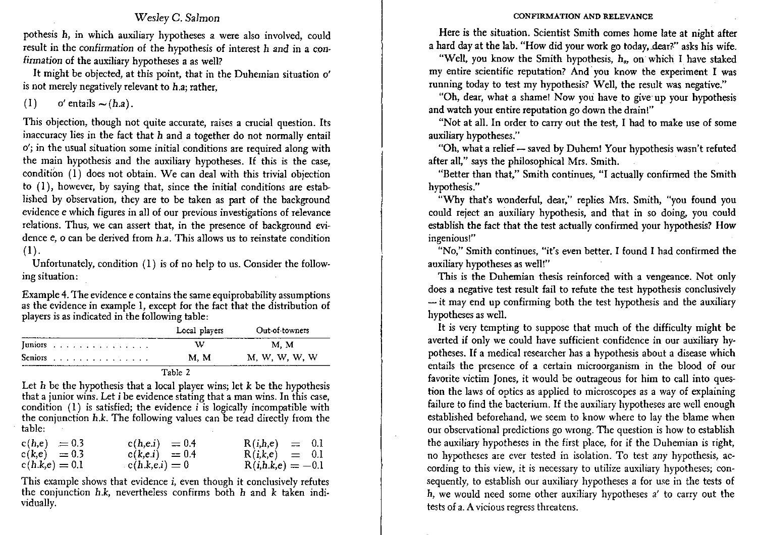pothesis $h$, in which auxiliary hypotheses $a$ were also involved, could result in the *confirmation* of the hypothesis of interest $h$ *and* in a *confirmation* of the auxiliary hypotheses $a$ as well?

It might be objected, at this point, that in the Duhemian situation $o'$ is not merely negatively relevant to $h.a$; rather,

$$(1) \qquad o' \text{ entails } \sim(h.a).$$

This objection, though not quite accurate, raises a crucial question. Its inaccuracy lies in the fact that $h$ and $a$ together do not normally entail $o'$; in the usual situation some initial conditions are required along with the main hypothesis and the auxiliary hypotheses. If this is the case, condition (1) does not obtain. We can deal with this trivial objection to (1), however, by saying that, since the initial conditions are established by observation, they are to be taken as part of the background evidence $e$ which figures in all of our previous investigations of relevance relations. Thus, we can assert that, in the presence of background evidence $e$, $o$ can be derived from $h.a$. This allows us to reinstate condition (1).

Unfortunately, condition (1) is of no help to us. Consider the following situation:

Example 4. The evidence $e$ contains the same equiprobability assumptions as the evidence in example 1, except for the fact that the distribution of players is as indicated in the following table:

| | Local players | Out-of-towners |
|---|---|---|
| Juniors | W | M, M |
| Seniors | M, M | M, W, W, W, W |

Table 2

Let $h$ be the hypothesis that a local player wins; let $k$ be the hypothesis that a junior wins. Let $i$ be evidence stating that a man wins. In this case, condition (1) is satisfied; the evidence $i$ is logically incompatible with the conjunction $h.k$. The following values can be read directly from the table:

| | | |
|---|---|---|
| $c(h,e) = 0.3$ | $c(h,e.i) = 0.4$ | $R(i,h,e) = 0.1$ |
| $c(k,e) = 0.3$ | $c(k,e.i) = 0.4$ | $R(i,k,e) = 0.1$ |
| $c(h.k,e) = 0.1$ | $c(h.k,e.i) = 0$ | $R(i,h.k,e) = -0.1$ |

This example shows that evidence $i$, even though it conclusively refutes the conjunction $h.k$, nevertheless confirms both $h$ and $k$ taken individually.

Here is the situation. Scientist Smith comes home late at night after a hard day at the lab. "How did your work go today, dear?" asks his wife.

"Well, you know the Smith hypothesis, $h_s$, on which I have staked my entire scientific reputation? And you know the experiment I was running today to test my hypothesis? Well, the result was negative."

"Oh, dear, what a shame! Now you have to give up your hypothesis and watch your entire reputation go down the drain!"

"Not at all. In order to carry out the test, I had to make use of some auxiliary hypotheses."

"Oh, what a relief — saved by Duhem! Your hypothesis wasn't refuted after all," says the philosophical Mrs. Smith.

"Better than that," Smith continues, "I actually confirmed the Smith hypothesis."

"Why that's wonderful, dear," replies Mrs. Smith, "you found you could reject an auxiliary hypothesis, and that in so doing, you could establish the fact that the test actually confirmed your hypothesis? How ingenious!"

"No," Smith continues, "it's even better. I found I had confirmed the auxiliary hypotheses as well!"

This is the Duhemian thesis reinforced with a vengeance. Not only does a negative test result fail to refute the test hypothesis conclusively — it may end up confirming both the test hypothesis and the auxiliary hypotheses as well.

It is very tempting to suppose that much of the difficulty might be averted if only we could have sufficient confidence in our auxiliary hypotheses. If a medical researcher has a hypothesis about a disease which entails the presence of a certain microorganism in the blood of our favorite victim Jones, it would be outrageous for him to call into question the laws of optics as applied to microscopes as a way of explaining failure to find the bacterium. If the auxiliary hypotheses are well enough established beforehand, we seem to know where to lay the blame when our observational predictions go wrong. The question is how to establish the auxiliary hypotheses in the first place, for if the Duhemian is right, no hypotheses are ever tested in isolation. To test *any* hypothesis, according to this view, it is necessary to utilize auxiliary hypotheses; consequently, to establish our auxiliary hypotheses $a$ for use in the tests of $h$, we would need some other auxiliary hypotheses $a'$ to carry out the tests of $a$. A vicious regress threatens.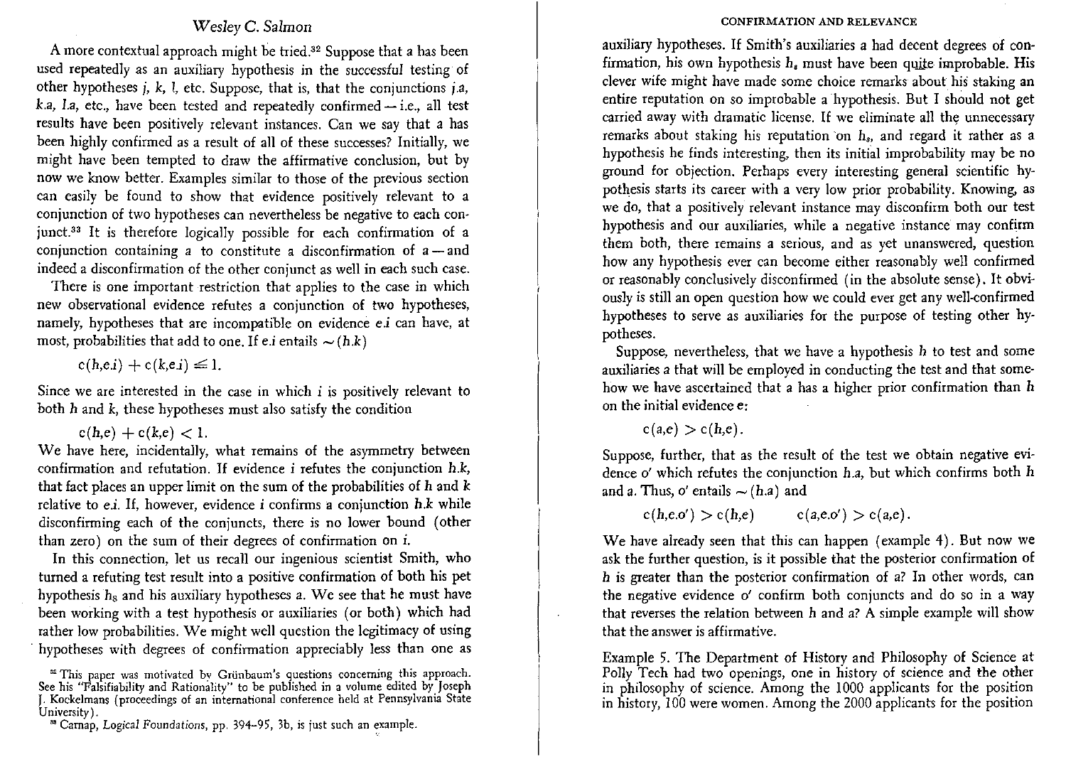A more contextual approach might be tried.[32] Suppose that a has been used repeatedly as an auxiliary hypothesis in the *successful* testing of other hypotheses *j*, *k*, *l*, etc. Suppose, that is, that the conjunctions *j.a*, *k.a*, *l.a*, etc., have been tested and repeatedly confirmed — i.e., all test results have been positively relevant instances. Can we say that a has been highly confirmed as a result of all of these successes? Initially, we might have been tempted to draw the affirmative conclusion, but by now we know better. Examples similar to those of the previous section can easily be found to show that evidence positively relevant to a conjunction of two hypotheses can nevertheless be negative to each conjunct.[33] It is therefore logically possible for each confirmation of a conjunction containing a to constitute a disconfirmation of a — and indeed a disconfirmation of the other conjunct as well in each such case.

There is one important restriction that applies to the case in which new observational evidence refutes a conjunction of two hypotheses, namely, hypotheses that are incompatible on evidence *e.i* can have, at most, probabilities that add to one. If *e.i* entails $\sim(h.k)$

$$c(h,e.i) + c(k,e.i) \leqq 1.$$

Since we are interested in the case in which *i* is positively relevant to both *h* and *k*, these hypotheses must also satisfy the condition

$$c(h,e) + c(k,e) < 1.$$

We have here, incidentally, what remains of the asymmetry between confirmation and refutation. If evidence *i* refutes the conjunction *h.k*, that fact places an upper limit on the sum of the probabilities of *h* and *k* relative to *e.i*. If, however, evidence *i* confirms a conjunction *h.k* while disconfirming each of the conjuncts, there is no lower bound (other than zero) on the sum of their degrees of confirmation on *i*.

In this connection, let us recall our ingenious scientist Smith, who turned a refuting test result into a positive confirmation of both his pet hypothesis $h_S$ and his auxiliary hypotheses *a*. We see that he must have been working with a test hypothesis or auxiliaries (or both) which had rather low probabilities. We might well question the legitimacy of using hypotheses with degrees of confirmation appreciably less than one as auxiliary hypotheses. If Smith's auxiliaries *a* had decent degrees of confirmation, his own hypothesis $h_s$ must have been quite improbable. His clever wife might have made some choice remarks about his staking an entire reputation on so improbable a hypothesis. But I should not get carried away with dramatic license. If we eliminate all the unnecessary remarks about staking his reputation on $h_s$, and regard it rather as a hypothesis he finds interesting, then its initial improbability may be no ground for objection. Perhaps every interesting general scientific hypothesis starts its career with a very low prior probability. Knowing, as we do, that a positively relevant instance may disconfirm both our test hypothesis and our auxiliaries, while a negative instance may confirm them both, there remains a serious, and as yet unanswered, question how any hypothesis ever can become either reasonably well confirmed or reasonably conclusively disconfirmed (in the absolute sense). It obviously is still an open question how we could ever get any well-confirmed hypotheses to serve as auxiliaries for the purpose of testing other hypotheses.

Suppose, nevertheless, that we have a hypothesis *h* to test and some auxiliaries *a* that will be employed in conducting the test and that somehow we have ascertained that *a* has a higher prior confirmation than *h* on the initial evidence *e*:

$$c(a,e) > c(h,e).$$

Suppose, further, that as the result of the test we obtain negative evidence *o'* which refutes the conjunction *h.a*, but which confirms both *h* and *a*. Thus, *o'* entails $\sim(h.a)$ and

$$c(h,e.o') > c(h,e) \qquad c(a,e.o') > c(a,e).$$

We have already seen that this can happen (example 4). But now we ask the further question, is it possible that the posterior confirmation of *h* is greater than the posterior confirmation of *a*? In other words, can the negative evidence *o'* confirm both conjuncts and do so in a way that reverses the relation between *h* and *a*? A simple example will show that the answer is affirmative.

Example 5. The Department of History and Philosophy of Science at Polly Tech had two openings, one in history of science and the other in philosophy of science. Among the 1000 applicants for the position in history, 100 were women. Among the 2000 applicants for the position

[32] This paper was motivated by Grünbaum's questions concerning this approach. See his "Falsifiability and Rationality" to be published in a volume edited by Joseph J. Kockelmans (proceedings of an international conference held at Pennsylvania State University).

[33] Carnap, *Logical Foundations*, pp. 394–95, 3b, is just such an example.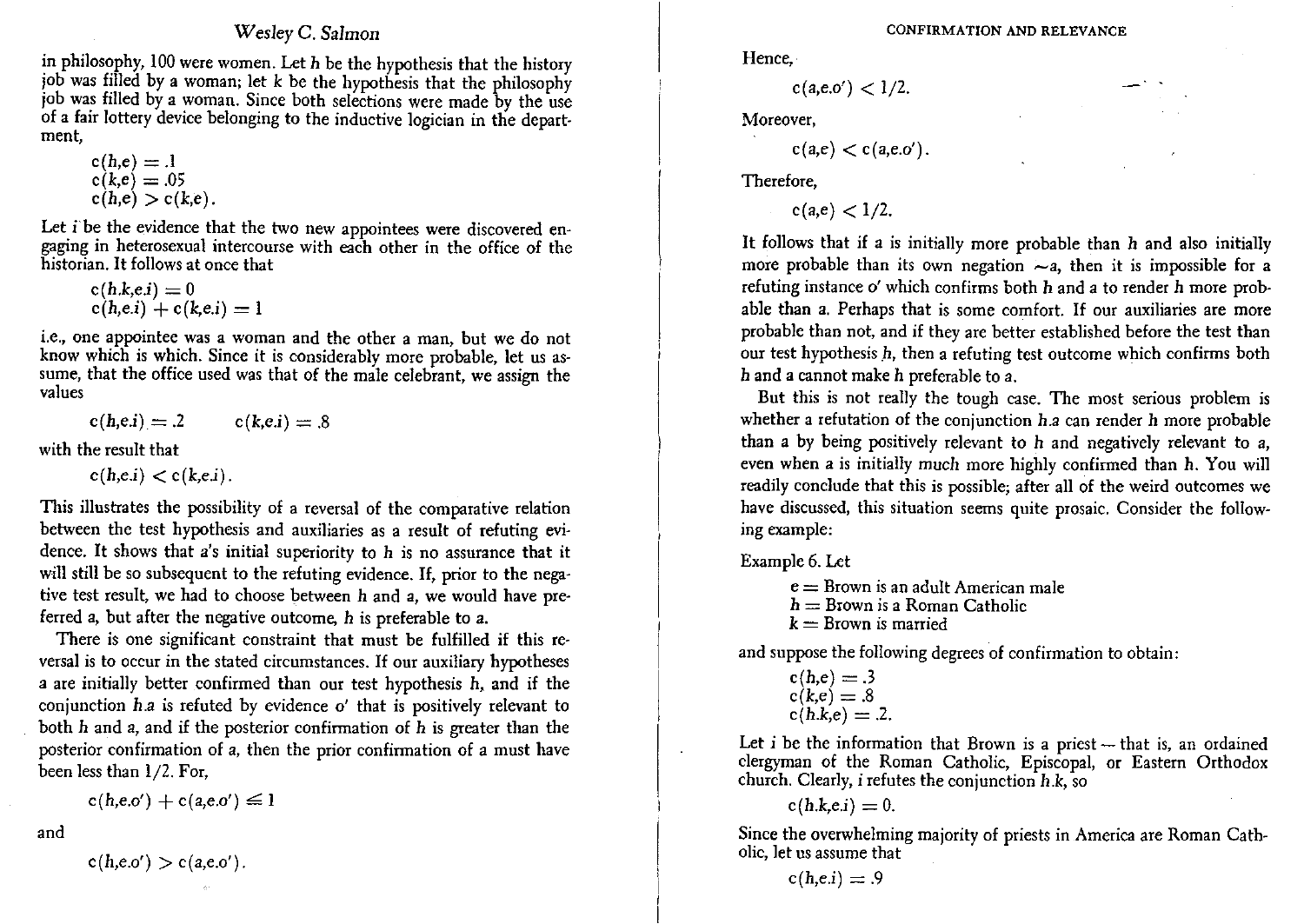in philosophy, 100 were women. Let *h* be the hypothesis that the history job was filled by a woman; let *k* be the hypothesis that the philosophy job was filled by a woman. Since both selections were made by the use of a fair lottery device belonging to the inductive logician in the department,

$$c(h,e) = .1$$
$$c(k,e) = .05$$
$$c(h,e) > c(k,e).$$

Let *i* be the evidence that the two new appointees were discovered engaging in heterosexual intercourse with each other in the office of the historian. It follows at once that

$$c(h.k,e.i) = 0$$
$$c(h,e.i) + c(k,e.i) = 1$$

i.e., one appointee was a woman and the other a man, but we do not know which is which. Since it is considerably more probable, let us assume, that the office used was that of the male celebrant, we assign the values

$$c(h,e.i) = .2 \qquad c(k,e.i) = .8$$

with the result that

$$c(h,e.i) < c(k,e.i).$$

This illustrates the possibility of a reversal of the comparative relation between the test hypothesis and auxiliaries as a result of refuting evidence. It shows that *a*'s initial superiority to *h* is no assurance that it will still be so subsequent to the refuting evidence. If, prior to the negative test result, we had to choose between *h* and *a*, we would have preferred *a*, but after the negative outcome, *h* is preferable to *a*.

There is one significant constraint that must be fulfilled if this reversal is to occur in the stated circumstances. If our auxiliary hypotheses *a* are initially better confirmed than our test hypothesis *h*, and if the conjunction *h.a* is refuted by evidence *o'* that is positively relevant to both *h* and *a*, and if the posterior confirmation of *h* is greater than the posterior confirmation of *a*, then the prior confirmation of *a* must have been less than 1/2. For,

$$c(h,e.o') + c(a,e.o') \leqslant 1$$

and

$$c(h,e.o') > c(a,e.o').$$

Hence,

$$c(a,e.o') < 1/2.$$

Moreover,

$$c(a,e) < c(a,e.o').$$

Therefore,

$$c(a,e) < 1/2.$$

It follows that if *a* is initially more probable than *h* and also initially more probable than its own negation $\sim a$, then it is impossible for a refuting instance *o'* which confirms both *h* and *a* to render *h* more probable than *a*. Perhaps that is some comfort. If our auxiliaries are more probable than not, and if they are better established before the test than our test hypothesis *h*, then a refuting test outcome which confirms both *h* and *a* cannot make *h* preferable to *a*.

But this is not really the tough case. The most serious problem is whether a refutation of the conjunction *h.a* can render *h* more probable than *a* by being positively relevant to *h* and negatively relevant to *a*, even when *a* is initially *much* more highly confirmed than *h*. You will readily conclude that this is possible; after all of the weird outcomes we have discussed, this situation seems quite prosaic. Consider the following example:

Example 6. Let

$e$ = Brown is an adult American male
$h$ = Brown is a Roman Catholic
$k$ = Brown is married

and suppose the following degrees of confirmation to obtain:

$$c(h,e) = .3$$
$$c(k,e) = .8$$
$$c(h.k,e) = .2.$$

Let *i* be the information that Brown is a priest—that is, an ordained clergyman of the Roman Catholic, Episcopal, or Eastern Orthodox church. Clearly, *i* refutes the conjunction *h.k*, so

$$c(h.k,e.i) = 0.$$

Since the overwhelming majority of priests in America are Roman Catholic, let us assume that

$$c(h,e.i) = .9$$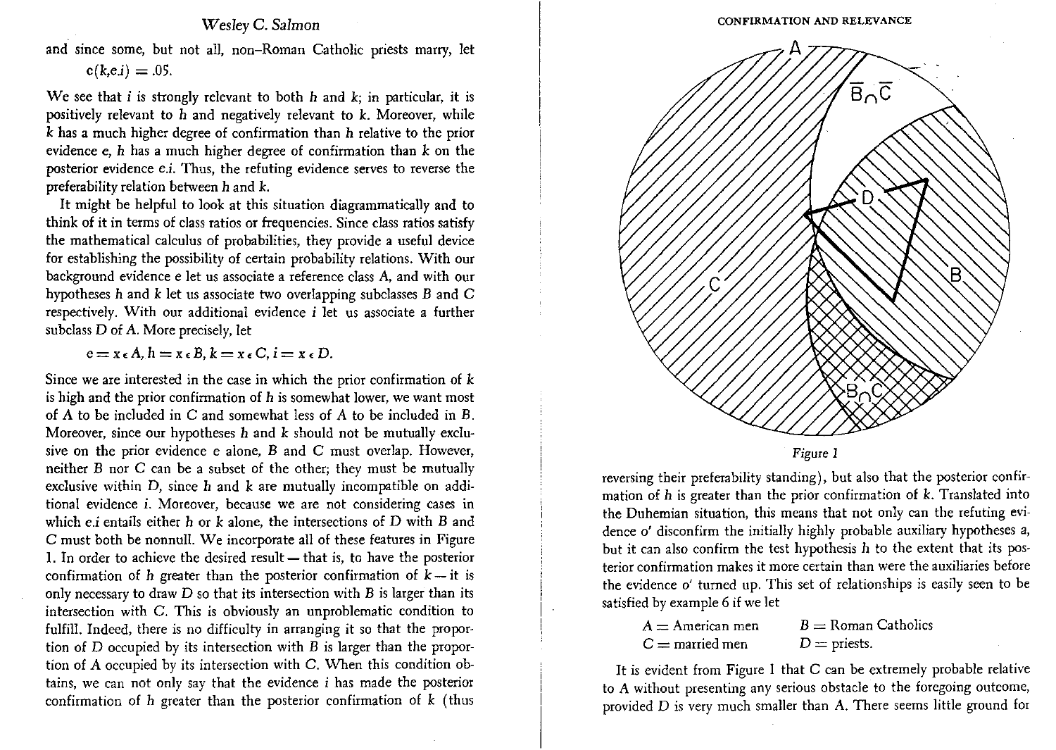and since some, but not all, non–Roman Catholic priests marry, let

$$c(k,e.i) = .05.$$

We see that $i$ is strongly relevant to both $h$ and $k$; in particular, it is positively relevant to $h$ and negatively relevant to $k$. Moreover, while $k$ has a much higher degree of confirmation than $h$ relative to the prior evidence $e$, $h$ has a much higher degree of confirmation than $k$ on the posterior evidence $e.i$. Thus, the refuting evidence serves to reverse the preferability relation between $h$ and $k$.

It might be helpful to look at this situation diagrammatically and to think of it in terms of class ratios or frequencies. Since class ratios satisfy the mathematical calculus of probabilities, they provide a useful device for establishing the possibility of certain probability relations. With our background evidence e let us associate a reference class A, and with our hypotheses $h$ and $k$ let us associate two overlapping subclasses B and C respectively. With our additional evidence $i$ let us associate a further subclass D of A. More precisely, let

$$e = x \epsilon A, h = x \epsilon B, k = x \epsilon C, i = x \epsilon D.$$

Since we are interested in the case in which the prior confirmation of $k$ is high and the prior confirmation of $h$ is somewhat lower, we want most of A to be included in C and somewhat less of A to be included in B. Moreover, since our hypotheses $h$ and $k$ should not be mutually exclusive on the prior evidence e alone, B and C must overlap. However, neither B nor C can be a subset of the other; they must be mutually exclusive within D, since $h$ and $k$ are mutually incompatible on additional evidence $i$. Moreover, because we are not considering cases in which $e.i$ entails either $h$ or $k$ alone, the intersections of D with B and C must both be nonnull. We incorporate all of these features in Figure 1. In order to achieve the desired result — that is, to have the posterior confirmation of $h$ greater than the posterior confirmation of $k$ — it is only necessary to draw D so that its intersection with B is larger than its intersection with C. This is obviously an unproblematic condition to fulfill. Indeed, there is no difficulty in arranging it so that the proportion of D occupied by its intersection with B is larger than the proportion of A occupied by its intersection with C. When this condition obtains, we can not only say that the evidence $i$ has made the posterior confirmation of $h$ greater than the posterior confirmation of $k$ (thus reversing their preferability standing), but also that the posterior confirmation of $h$ is greater than the prior confirmation of $k$. Translated into the Duhemian situation, this means that not only can the refuting evidence $o'$ disconfirm the initially highly probable auxiliary hypotheses $a$, but it can also confirm the test hypothesis $h$ to the extent that its posterior confirmation makes it more certain than were the auxiliaries before the evidence $o'$ turned up. This set of relationships is easily seen to be satisfied by example 6 if we let

A = American men  B = Roman Catholics
C = married men  D = priests.

Figure 1

It is evident from Figure 1 that C can be extremely probable relative to A without presenting any serious obstacle to the foregoing outcome, provided D is very much smaller than A. There seems little ground for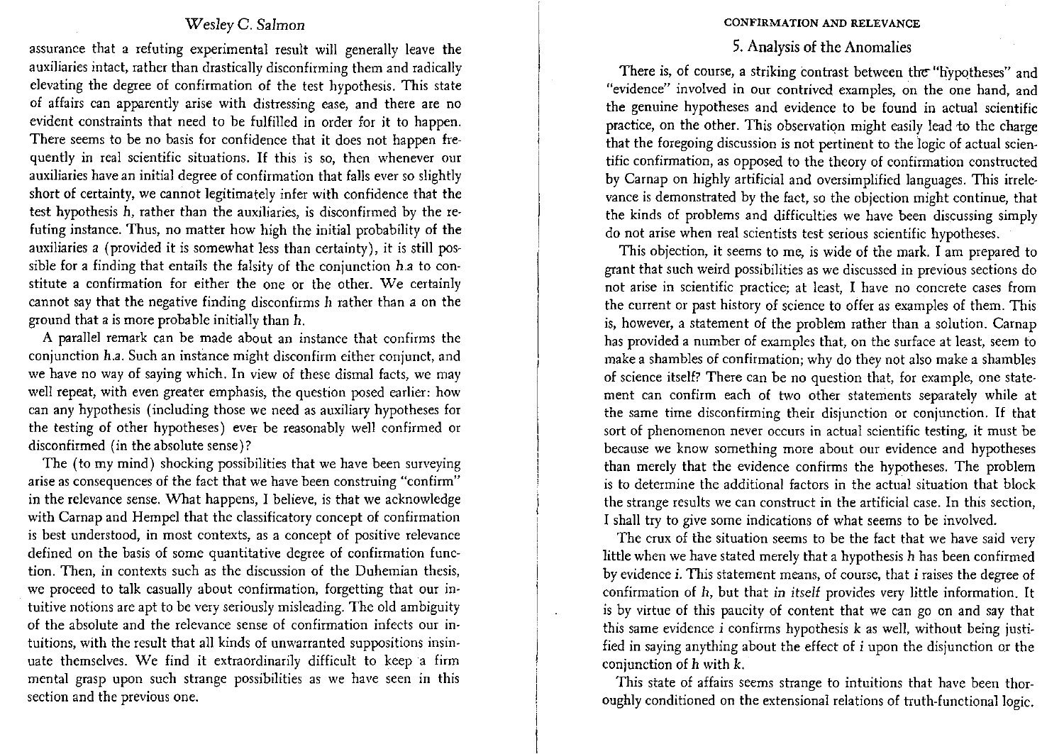assurance that a refuting experimental result will generally leave the auxiliaries intact, rather than drastically disconfirming them and radically elevating the degree of confirmation of the test hypothesis. This state of affairs can apparently arise with distressing ease, and there are no evident constraints that need to be fulfilled in order for it to happen. There seems to be no basis for confidence that it does not happen frequently in real scientific situations. If this is so, then whenever our auxiliaries have an initial degree of confirmation that falls ever so slightly short of certainty, we cannot legitimately infer with confidence that the test hypothesis $h$, rather than the auxiliaries, is disconfirmed by the refuting instance. Thus, no matter how high the initial probability of the auxiliaries $a$ (provided it is somewhat less than certainty), it is still possible for a finding that entails the falsity of the conjunction $h.a$ to constitute a confirmation for either the one or the other. We certainly cannot say that the negative finding disconfirms $h$ rather than $a$ on the ground that $a$ is more probable initially than $h$.

A parallel remark can be made about an instance that confirms the conjunction $h.a$. Such an instance might disconfirm either conjunct, and we have no way of saying which. In view of these dismal facts, we may well repeat, with even greater emphasis, the question posed earlier: how can any hypothesis (including those we need as auxiliary hypotheses for the testing of other hypotheses) ever be reasonably well confirmed or disconfirmed (in the absolute sense)?

The (to my mind) shocking possibilities that we have been surveying arise as consequences of the fact that we have been construing "confirm" in the relevance sense. What happens, I believe, is that we acknowledge with Carnap and Hempel that the classificatory concept of confirmation is best understood, in most contexts, as a concept of positive relevance defined on the basis of some quantitative degree of confirmation function. Then, in contexts such as the discussion of the Duhemian thesis, we proceed to talk casually about confirmation, forgetting that our intuitive notions are apt to be very seriously misleading. The old ambiguity of the absolute and the relevance sense of confirmation infects our intuitions, with the result that all kinds of unwarranted suppositions insinuate themselves. We find it extraordinarily difficult to keep a firm mental grasp upon such strange possibilities as we have seen in this section and the previous one.

## 5. Analysis of the Anomalies

There is, of course, a striking contrast between the "hypotheses" and "evidence" involved in our contrived examples, on the one hand, and the genuine hypotheses and evidence to be found in actual scientific practice, on the other. This observation might easily lead to the charge that the foregoing discussion is not pertinent to the logic of actual scientific confirmation, as opposed to the theory of confirmation constructed by Carnap on highly artificial and oversimplified languages. This irrelevance is demonstrated by the fact, so the objection might continue, that the kinds of problems and difficulties we have been discussing simply do not arise when real scientists test serious scientific hypotheses.

This objection, it seems to me, is wide of the mark. I am prepared to grant that such weird possibilities as we discussed in previous sections do not arise in scientific practice; at least, I have no concrete cases from the current or past history of science to offer as examples of them. This is, however, a statement of the problem rather than a solution. Carnap has provided a number of examples that, on the surface at least, seem to make a shambles of confirmation; why do they not also make a shambles of science itself? There can be no question that, for example, one statement can confirm each of two other statements separately while at the same time disconfirming their disjunction or conjunction. If that sort of phenomenon never occurs in actual scientific testing, it must be because we know something more about our evidence and hypotheses than merely that the evidence confirms the hypotheses. The problem is to determine the additional factors in the actual situation that block the strange results we can construct in the artificial case. In this section, I shall try to give some indications of what seems to be involved.

The crux of the situation seems to be the fact that we have said very little when we have stated merely that a hypothesis $h$ has been confirmed by evidence $i$. This statement means, of course, that $i$ raises the degree of confirmation of $h$, but that *in itself* provides very little information. It is by virtue of this paucity of content that we can go on and say that this same evidence $i$ confirms hypothesis $k$ as well, without being justified in saying anything about the effect of $i$ upon the disjunction or the conjunction of $h$ with $k$.

This state of affairs seems strange to intuitions that have been thoroughly conditioned on the extensional relations of truth-functional logic.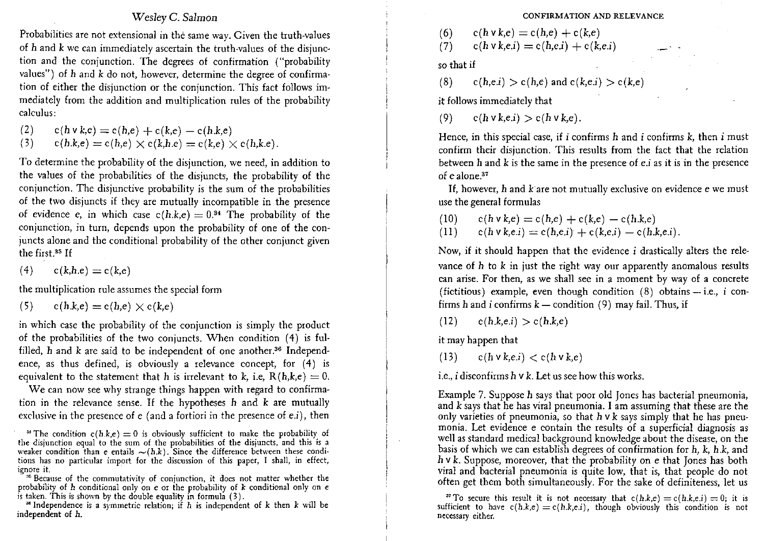Probabilities are not extensional in the same way. Given the truth-values of h and k we can immediately ascertain the truth-values of the disjunction and the conjunction. The degrees of confirmation ("probability values") of h and k do not, however, determine the degree of confirmation of either the disjunction or the conjunction. This fact follows immediately from the addition and multiplication rules of the probability calculus:

$$(2) \qquad c(h \vee k,e) = c(h,e) + c(k,e) - c(h.k,e)$$

$$(3) \qquad c(h.k,e) = c(h,e) \times c(k,h.e) = c(k,e) \times c(h,k.e).$$

To determine the probability of the disjunction, we need, in addition to the values of the probabilities of the disjuncts, the probability of the conjunction. The disjunctive probability is the sum of the probabilities of the two disjuncts if they are mutually incompatible in the presence of evidence e, in which case $c(h.k,e) = 0$.[34] The probability of the conjunction, in turn, depends upon the probability of one of the conjuncts alone and the conditional probability of the other conjunct given the first.[35] If

$$(4) \qquad c(k,h.e) = c(k,e)$$

the multiplication rule assumes the special form

$$(5) \qquad c(h.k,e) = c(h,e) \times c(k,e)$$

in which case the probability of the conjunction is simply the product of the probabilities of the two conjuncts. When condition (4) is fulfilled, h and k are said to be independent of one another.[36] Independence, as thus defined, is obviously a relevance concept, for (4) is equivalent to the statement that h is irrelevant to k, i.e, $R(h,k,e) = 0$.

We can now see why strange things happen with regard to confirmation in the relevance sense. If the hypotheses h and k are mutually exclusive in the presence of e (and a fortiori in the presence of e.i), then

$$(6) \qquad c(h \vee k,e) = c(h,e) + c(k,e)$$

$$(7) \qquad c(h \vee k,e.i) = c(h,e.i) + c(k,e.i)$$

so that if

$$(8) \qquad c(h,e.i) > c(h,e) \text{ and } c(k,e.i) > c(k,e)$$

it follows immediately that

$$(9) \qquad c(h \vee k,e.i) > c(h \vee k,e).$$

Hence, in this special case, if i confirms h and i confirms k, then i must confirm their disjunction. This results from the fact that the relation between h and k is the same in the presence of e.i as it is in the presence of e alone.[37]

If, however, h and k are not mutually exclusive on evidence e we must use the general formulas

$$(10) \qquad c(h \vee k,e) = c(h,e) + c(k,e) - c(h.k,e)$$

$$(11) \qquad c(h \vee k,e.i) = c(h,e.i) + c(k,e.i) - c(h.k,e.i).$$

Now, if it should happen that the evidence i drastically alters the relevance of h to k in just the right way our apparently anomalous results can arise. For then, as we shall see in a moment by way of a concrete (fictitious) example, even though condition (8) obtains — i.e., i confirms h and i confirms k — condition (9) may fail. Thus, if

$$(12) \qquad c(h.k,e.i) > c(h.k,e)$$

it may happen that

$$(13) \qquad c(h \vee k,e.i) < c(h \vee k,e)$$

i.e., i disconfirms h v k. Let us see how this works.

Example 7. Suppose h says that poor old Jones has bacterial pneumonia, and k says that he has viral pneumonia. I am assuming that these are the only varieties of pneumonia, so that h v k says simply that he has pneumonia. Let evidence e contain the results of a superficial diagnosis as well as standard medical background knowledge about the disease, on the basis of which we can establish degrees of confirmation for h, k, h.k, and h v k. Suppose, moreover, that the probability on e that Jones has both viral and bacterial pneumonia is quite low, that is, that people do not often get them both simultaneously. For the sake of definiteness, let us

---

[34] The condition $c(h.k,e) = 0$ is obviously sufficient to make the probability of the disjunction equal to the sum of the probabilities of the disjuncts, and this is a weaker condition than e entails $\sim(h.k)$. Since the difference between these conditions has no particular import for the discussion of this paper, I shall, in effect, ignore it.

[35] Because of the commutativity of conjunction, it does not matter whether the probability of h conditional only on e or the probability of k conditional only on e is taken. This is shown by the double equality in formula (3).

[36] Independence is a symmetric relation; if h is independent of k then k will be independent of h.

[37] To secure this result it is not necessary that $c(h.k,e) = c(h.k,e.i) = 0$; it is sufficient to have $c(h.k,e) = c(h.k,e.i)$, though obviously this condition is not necessary either.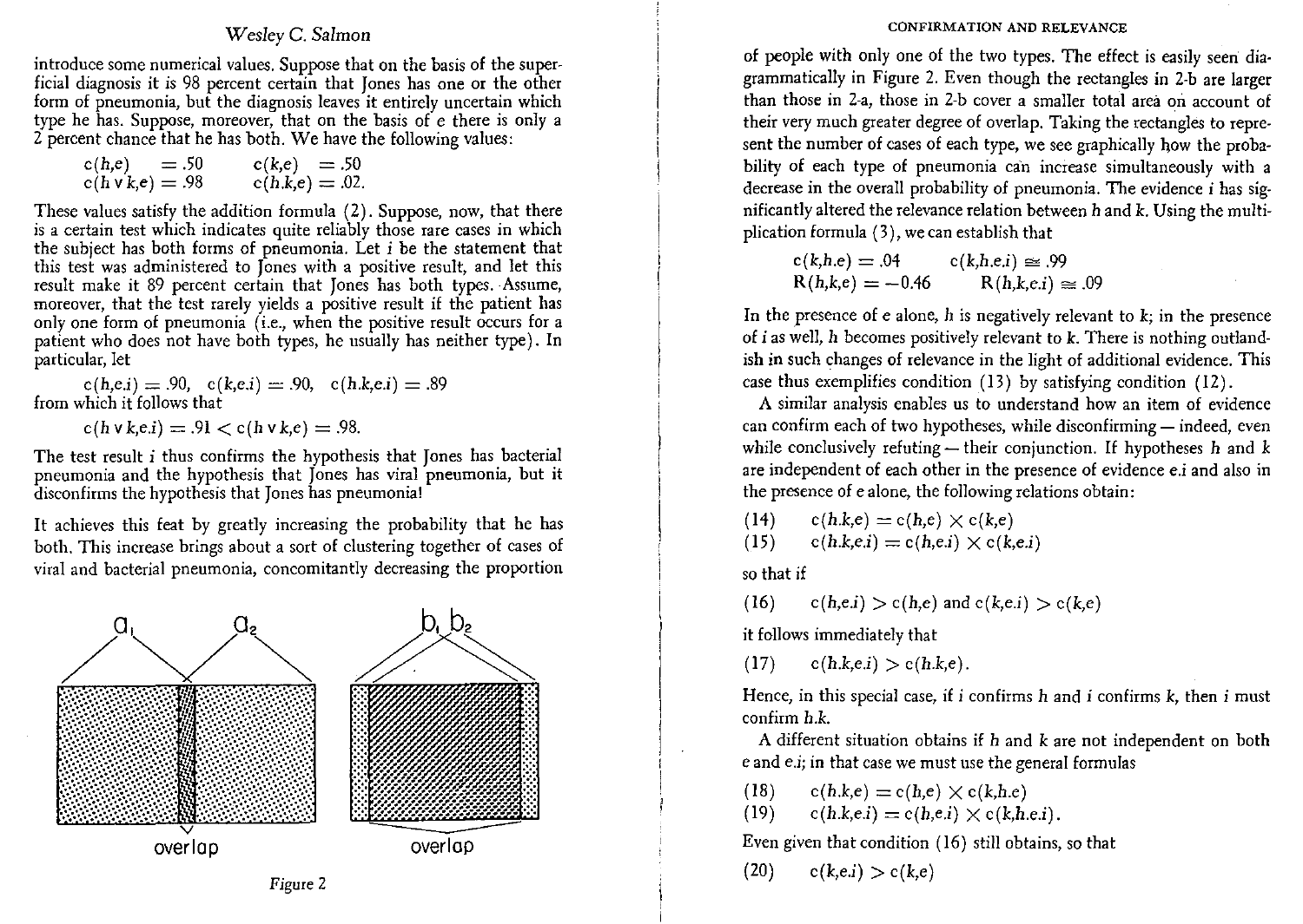introduce some numerical values. Suppose that on the basis of the superficial diagnosis it is 98 percent certain that Jones has one or the other form of pneumonia, but the diagnosis leaves it entirely uncertain which type he has. Suppose, moreover, that on the basis of e there is only a 2 percent chance that he has both. We have the following values:

$$c(h,e) = .50 \qquad c(k,e) = .50$$
$$c(h \vee k,e) = .98 \qquad c(h.k,e) = .02.$$

These values satisfy the addition formula (2). Suppose, now, that there is a certain test which indicates quite reliably those rare cases in which the subject has both forms of pneumonia. Let *i* be the statement that this test was administered to Jones with a positive result, and let this result make it 89 percent certain that Jones has both types. Assume, moreover, that the test rarely yields a positive result if the patient has only one form of pneumonia (i.e., when the positive result occurs for a patient who does not have both types, he usually has neither type). In particular, let

$$c(h,e.i) = .90, \quad c(k,e.i) = .90, \quad c(h.k,e.i) = .89$$

from which it follows that

$$c(h \vee k,e.i) = .91 < c(h \vee k,e) = .98.$$

The test result *i* thus confirms the hypothesis that Jones has bacterial pneumonia and the hypothesis that Jones has viral pneumonia, but it disconfirms the hypothesis that Jones has pneumonia!

It achieves this feat by greatly increasing the probability that he has both. This increase brings about a sort of clustering together of cases of viral and bacterial pneumonia, concomitantly decreasing the proportion

Figure 2

of people with only one of the two types. The effect is easily seen diagrammatically in Figure 2. Even though the rectangles in 2-b are larger than those in 2-a, those in 2-b cover a smaller total area on account of their very much greater degree of overlap. Taking the rectangles to represent the number of cases of each type, we see graphically how the probability of each type of pneumonia can increase simultaneously with a decrease in the overall probability of pneumonia. The evidence *i* has significantly altered the relevance relation between *h* and *k*. Using the multiplication formula (3), we can establish that

$$c(k,h.e) = .04 \qquad c(k,h.e.i) \cong .99$$
$$R(h,k,e) = -0.46 \qquad R(h,k,e.i) \cong .09$$

In the presence of *e* alone, *h* is negatively relevant to *k*; in the presence of *i* as well, *h* becomes positively relevant to *k*. There is nothing outlandish in such changes of relevance in the light of additional evidence. This case thus exemplifies condition (13) by satisfying condition (12).

A similar analysis enables us to understand how an item of evidence can confirm each of two hypotheses, while disconfirming — indeed, even while conclusively refuting — their conjunction. If hypotheses *h* and *k* are independent of each other in the presence of evidence *e.i* and also in the presence of *e* alone, the following relations obtain:

$$(14) \qquad c(h.k,e) = c(h,e) \times c(k,e)$$
$$(15) \qquad c(h.k,e.i) = c(h,e.i) \times c(k,e.i)$$

so that if

$$(16) \qquad c(h,e.i) > c(h,e) \text{ and } c(k,e.i) > c(k,e)$$

it follows immediately that

$$(17) \qquad c(h.k,e.i) > c(h.k,e).$$

Hence, in this special case, if *i* confirms *h* and *i* confirms *k*, then *i* must confirm *h.k*.

A different situation obtains if *h* and *k* are not independent on both *e* and *e.i*; in that case we must use the general formulas

$$(18) \qquad c(h.k,e) = c(h,e) \times c(k,h.e)$$
$$(19) \qquad c(h.k,e.i) = c(h,e.i) \times c(k,h.e.i).$$

Even given that condition (16) still obtains, so that

$$(20) \qquad c(k,e.i) > c(k,e)$$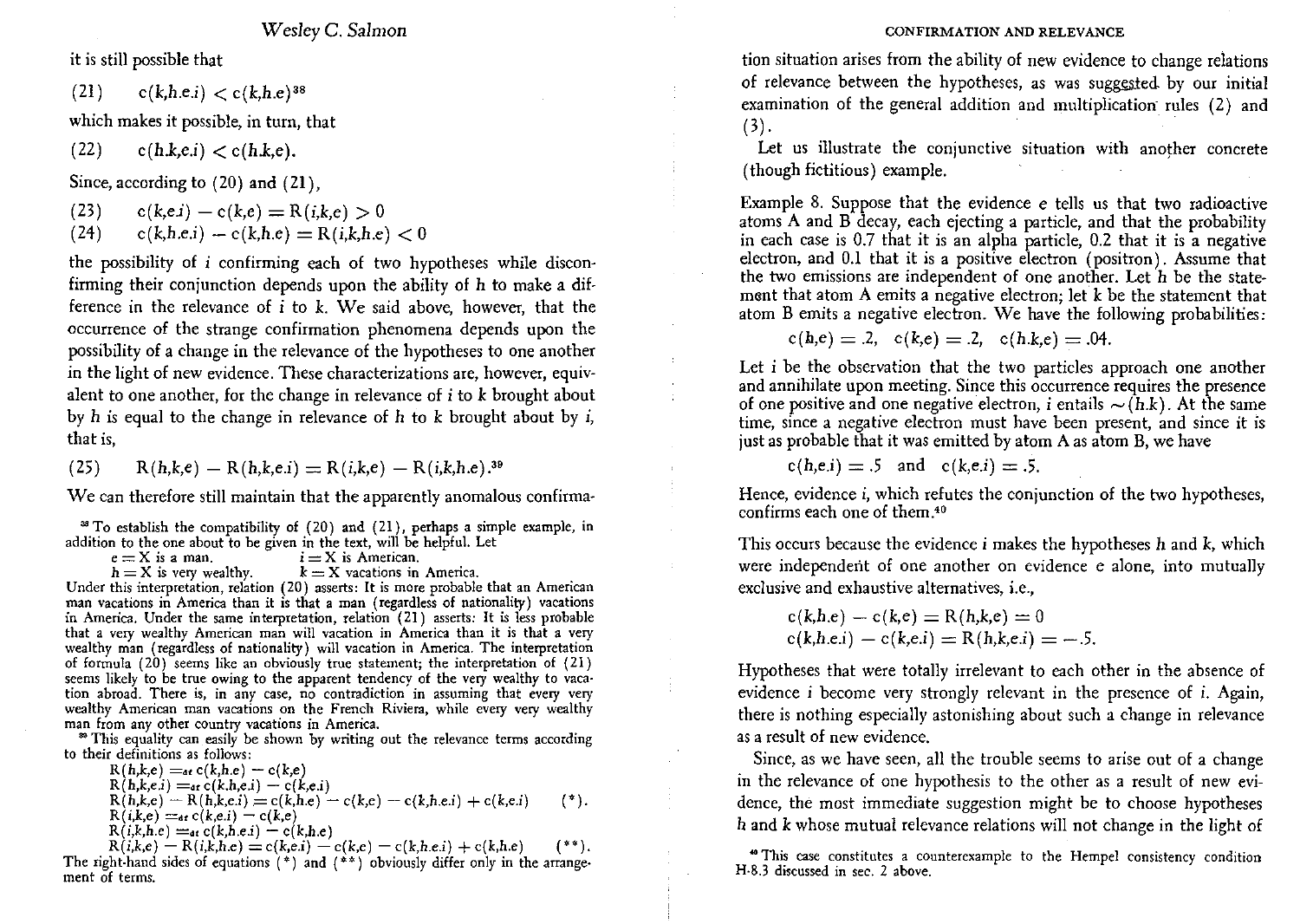it is still possible that

$$(21) \quad c(k,h.e.i) < c(k,h.e)$$[38]

which makes it possible, in turn, that

$$(22) \quad c(h.k,e.i) < c(h.k,e).$$

Since, according to (20) and (21),

$$(23) \quad c(k,e.i) - c(k,e) = R(i,k,e) > 0$$

$$(24) \quad c(k,h.e.i) - c(k,h.e) = R(i,k,h.e) < 0$$

the possibility of $i$ confirming each of two hypotheses while disconfirming their conjunction depends upon the ability of $h$ to make a difference in the relevance of $i$ to $k$. We said above, however, that the occurrence of the strange confirmation phenomena depends upon the possibility of a change in the relevance of the hypotheses to one another in the light of new evidence. These characterizations are, however, equivalent to one another, for the change in relevance of $i$ to $k$ brought about by $h$ is equal to the change in relevance of $h$ to $k$ brought about by $i$, that is,

$$(25) \quad R(h,k,e) - R(h,k,e.i) = R(i,k,e) - R(i,k,h.e).$$[39]

We can therefore still maintain that the apparently anomalous confirmation situation arises from the ability of new evidence to change relations of relevance between the hypotheses, as was suggested by our initial examination of the general addition and multiplication rules (2) and (3).

Let us illustrate the conjunctive situation with another concrete (though fictitious) example.

Example 8. Suppose that the evidence $e$ tells us that two radioactive atoms A and B decay, each ejecting a particle, and that the probability in each case is 0.7 that it is an alpha particle, 0.2 that it is a negative electron, and 0.1 that it is a positive electron (positron). Assume that the two emissions are independent of one another. Let $h$ be the statement that atom A emits a negative electron; let $k$ be the statement that atom B emits a negative electron. We have the following probabilities:

$$c(h,e) = .2, \quad c(k,e) = .2, \quad c(h.k,e) = .04.$$

Let $i$ be the observation that the two particles approach one another and annihilate upon meeting. Since this occurrence requires the presence of one positive and one negative electron, $i$ entails $\sim(h.k)$. At the same time, since a negative electron must have been present, and since it is just as probable that it was emitted by atom A as atom B, we have

$$c(h,e.i) = .5 \quad \text{and} \quad c(k,e.i) = .5.$$

Hence, evidence $i$, which refutes the conjunction of the two hypotheses, confirms each one of them.[40]

This occurs because the evidence $i$ makes the hypotheses $h$ and $k$, which were independent of one another on evidence $e$ alone, into mutually exclusive and exhaustive alternatives, i.e.,

$$c(k,h.e) - c(k,e) = R(h,k,e) = 0$$

$$c(k,h.e.i) - c(k,e.i) = R(h,k,e.i) = -.5.$$

Hypotheses that were totally irrelevant to each other in the absence of evidence $i$ become very strongly relevant in the presence of $i$. Again, there is nothing especially astonishing about such a change in relevance as a result of new evidence.

Since, as we have seen, all the trouble seems to arise out of a change in the relevance of one hypothesis to the other as a result of new evidence, the most immediate suggestion might be to choose hypotheses $h$ and $k$ whose mutual relevance relations will not change in the light of

---

[38] To establish the compatibility of (20) and (21), perhaps a simple example, in addition to the one about to be given in the text, will be helpful. Let

$e$ = X is a man. $\quad$ $i$ = X is American.
$h$ = X is very wealthy. $\quad$ $k$ = X vacations in America.

Under this interpretation, relation (20) asserts: It is more probable that an American man vacations in America than it is that a man (regardless of nationality) vacations in America. Under the same interpretation, relation (21) asserts: It is less probable that a very wealthy American man will vacation in America than it is that a very wealthy man (regardless of nationality) will vacation in America. The interpretation of formula (20) seems like an obviously true statement; the interpretation of (21) seems likely to be true owing to the apparent tendency of the very wealthy to vacation abroad. There is, in any case, no contradiction in assuming that every very wealthy American man vacations on the French Riviera, while every very wealthy man from any other country vacations in America.

[39] This equality can easily be shown by writing out the relevance terms according to their definitions as follows:

$$R(h,k,e) =_{df} c(k,h.e) - c(k,e)$$
$$R(h,k,e.i) =_{df} c(k.h,e.i) - c(k,e.i)$$
$$R(h,k,e) - R(h,k,e.i) = c(k,h.e) - c(k,e) - c(k,h.e.i) + c(k,e.i) \qquad (*).$$
$$R(i,k,e) =_{df} c(k,e.i) - c(k,e)$$
$$R(i,k,h.e) =_{df} c(k,h.e.i) - c(k,h.e)$$
$$R(i,k,e) - R(i,k,h.e) = c(k,e.i) - c(k,e) - c(k,h.e.i) + c(k,h.e) \qquad (**).$$

The right-hand sides of equations (*) and (**) obviously differ only in the arrangement of terms.

[40] This case constitutes a counterexample to the Hempel consistency condition H-8.3 discussed in sec. 2 above.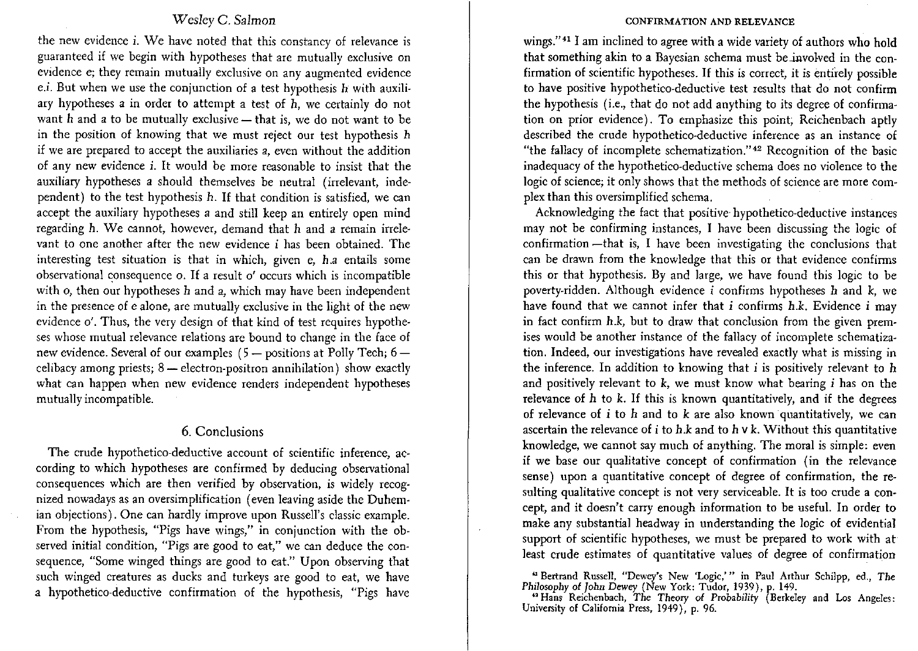the new evidence $i$. We have noted that this constancy of relevance is guaranteed if we begin with hypotheses that are mutually exclusive on evidence $e$; they remain mutually exclusive on any augmented evidence $e.i$. But when we use the conjunction of a test hypothesis $h$ with auxiliary hypotheses $a$ in order to attempt a test of $h$, we certainly do not want $h$ and $a$ to be mutually exclusive — that is, we do not want to be in the position of knowing that we must reject our test hypothesis $h$ if we are prepared to accept the auxiliaries $a$, even without the addition of any new evidence $i$. It would be more reasonable to insist that the auxiliary hypotheses $a$ should themselves be neutral (irrelevant, independent) to the test hypothesis $h$. If that condition is satisfied, we can accept the auxiliary hypotheses $a$ and still keep an entirely open mind regarding $h$. We cannot, however, demand that $h$ and $a$ remain irrelevant to one another after the new evidence $i$ has been obtained. The interesting test situation is that in which, given $e$, $h.a$ entails some observational consequence $o$. If a result $o'$ occurs which is incompatible with $o$, then our hypotheses $h$ and $a$, which may have been independent in the presence of $e$ alone, are mutually exclusive in the light of the new evidence $o'$. Thus, the very design of that kind of test requires hypotheses whose mutual relevance relations are bound to change in the face of new evidence. Several of our examples (5 — positions at Polly Tech; 6 — celibacy among priests; 8 — electron-positron annihilation) show exactly what can happen when new evidence renders independent hypotheses mutually incompatible.

## 6. Conclusions

The crude hypothetico-deductive account of scientific inference, according to which hypotheses are confirmed by deducing observational consequences which are then verified by observation, is widely recognized nowadays as an oversimplification (even leaving aside the Duhemian objections). One can hardly improve upon Russell's classic example. From the hypothesis, "Pigs have wings," in conjunction with the observed initial condition, "Pigs are good to eat," we can deduce the consequence, "Some winged things are good to eat." Upon observing that such winged creatures as ducks and turkeys are good to eat, we have a hypothetico-deductive confirmation of the hypothesis, "Pigs have wings."[41] I am inclined to agree with a wide variety of authors who hold that something akin to a Bayesian schema must be involved in the confirmation of scientific hypotheses. If this is correct, it is entirely possible to have positive hypothetico-deductive test results that do not confirm the hypothesis (i.e., that do not add anything to its degree of confirmation on prior evidence). To emphasize this point, Reichenbach aptly described the crude hypothetico-deductive inference as an instance of "the fallacy of incomplete schematization."[42] Recognition of the basic inadequacy of the hypothetico-deductive schema does no violence to the logic of science; it only shows that the methods of science are more complex than this oversimplified schema.

Acknowledging the fact that positive hypothetico-deductive instances may not be confirming instances, I have been discussing the logic of confirmation — that is, I have been investigating the conclusions that can be drawn from the knowledge that this or that evidence confirms this or that hypothesis. By and large, we have found this logic to be poverty-ridden. Although evidence $i$ confirms hypotheses $h$ and $k$, we have found that we cannot infer that $i$ confirms $h.k$. Evidence $i$ may in fact confirm $h.k$, but to draw that conclusion from the given premises would be another instance of the fallacy of incomplete schematization. Indeed, our investigations have revealed exactly what is missing in the inference. In addition to knowing that $i$ is positively relevant to $h$ and positively relevant to $k$, we must know what bearing $i$ has on the relevance of $h$ to $k$. If this is known quantitatively, and if the degrees of relevance of $i$ to $h$ and to $k$ are also known quantitatively, we can ascertain the relevance of $i$ to $h.k$ and to $h \vee k$. Without this quantitative knowledge, we cannot say much of anything. The moral is simple: even if we base our qualitative concept of confirmation (in the relevance sense) upon a quantitative concept of degree of confirmation, the resulting qualitative concept is not very serviceable. It is too crude a concept, and it doesn't carry enough information to be useful. In order to make any substantial headway in understanding the logic of evidential support of scientific hypotheses, we must be prepared to work with at least crude estimates of quantitative values of degree of confirmation

[41] Bertrand Russell, "Dewey's New 'Logic,'" in Paul Arthur Schilpp, ed., *The Philosophy of John Dewey* (New York: Tudor, 1939), p. 149.

[42] Hans Reichenbach, *The Theory of Probability* (Berkeley and Los Angeles: University of California Press, 1949), p. 96.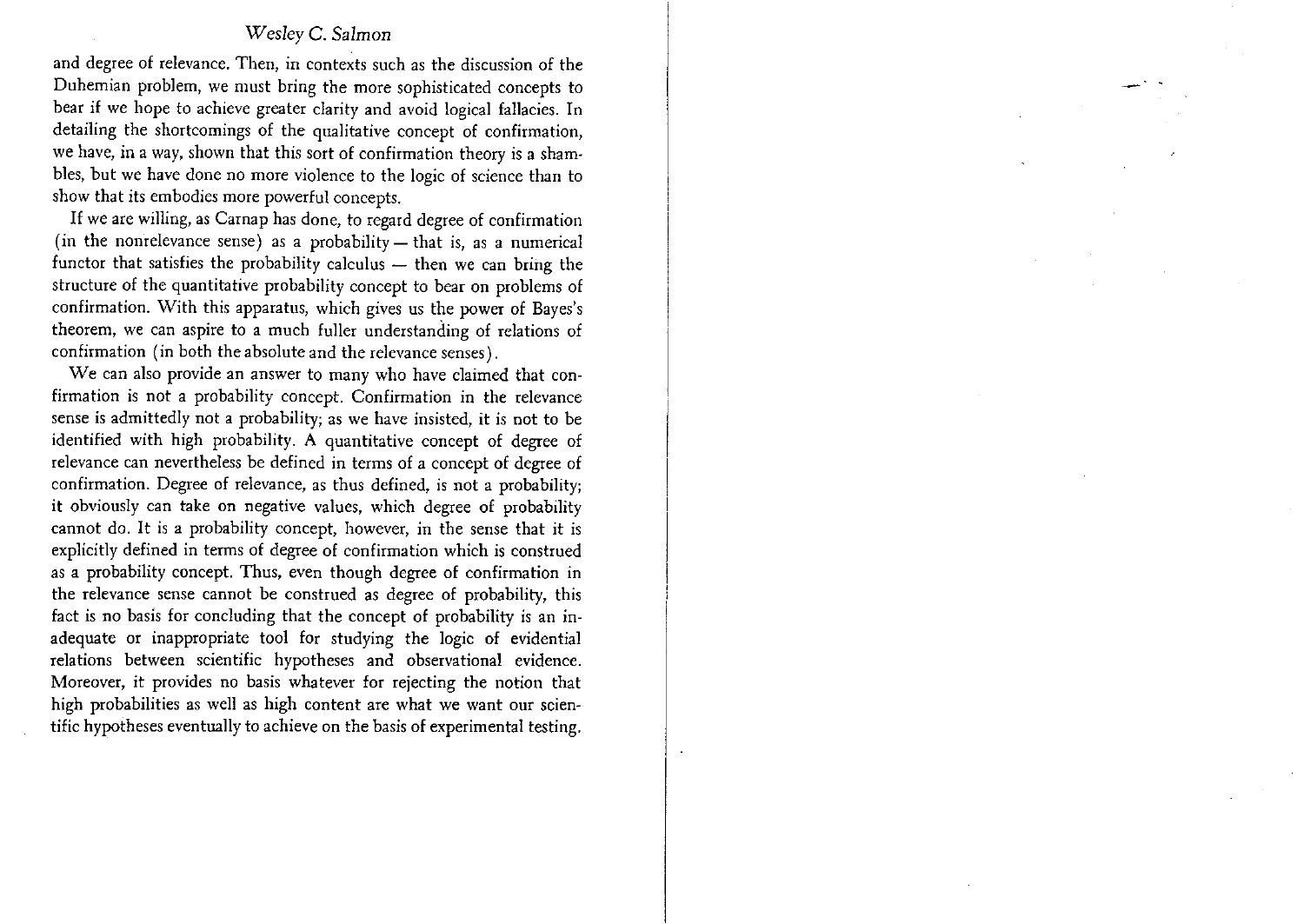and degree of relevance. Then, in contexts such as the discussion of the Duhemian problem, we must bring the more sophisticated concepts to bear if we hope to achieve greater clarity and avoid logical fallacies. In detailing the shortcomings of the qualitative concept of confirmation, we have, in a way, shown that this sort of confirmation theory is a shambles, but we have done no more violence to the logic of science than to show that its embodies more powerful concepts.

If we are willing, as Carnap has done, to regard degree of confirmation (in the nonrelevance sense) as a probability — that is, as a numerical functor that satisfies the probability calculus — then we can bring the structure of the quantitative probability concept to bear on problems of confirmation. With this apparatus, which gives us the power of Bayes's theorem, we can aspire to a much fuller understanding of relations of confirmation (in both the absolute and the relevance senses).

We can also provide an answer to many who have claimed that confirmation is not a probability concept. Confirmation in the relevance sense is admittedly not a probability; as we have insisted, it is not to be identified with high probability. A quantitative concept of degree of relevance can nevertheless be defined in terms of a concept of degree of confirmation. Degree of relevance, as thus defined, is not a probability; it obviously can take on negative values, which degree of probability cannot do. It is a probability concept, however, in the sense that it is explicitly defined in terms of degree of confirmation which is construed as a probability concept. Thus, even though degree of confirmation in the relevance sense cannot be construed as degree of probability, this fact is no basis for concluding that the concept of probability is an inadequate or inappropriate tool for studying the logic of evidential relations between scientific hypotheses and observational evidence. Moreover, it provides no basis whatever for rejecting the notion that high probabilities as well as high content are what we want our scientific hypotheses eventually to achieve on the basis of experimental testing.